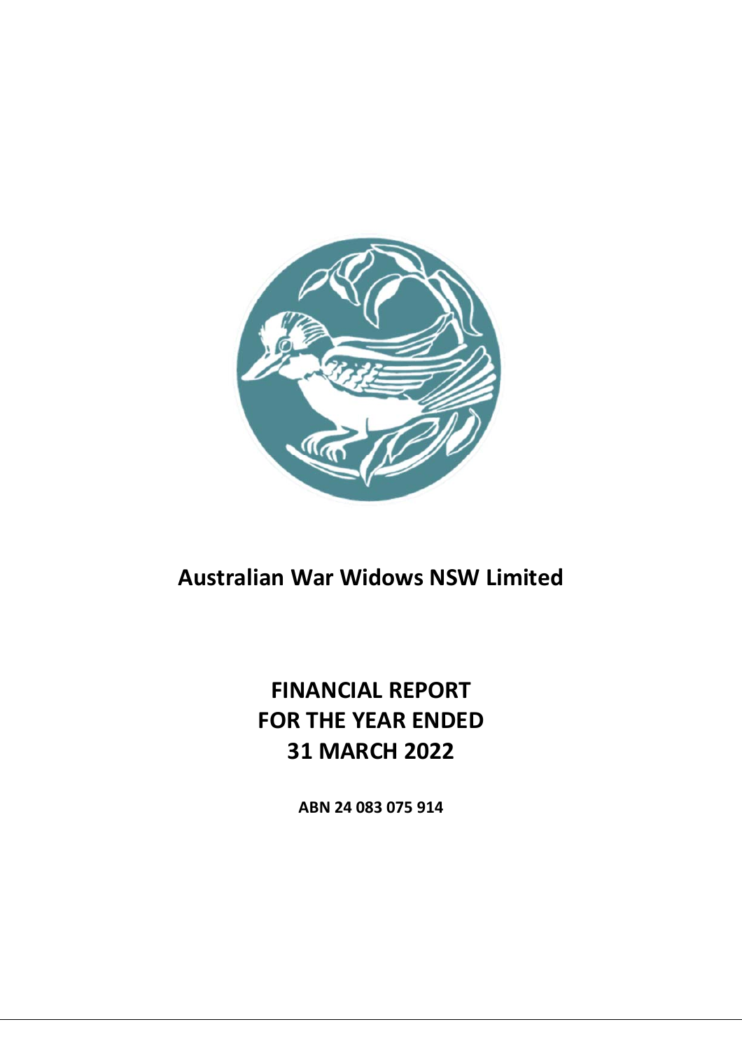# Australian War Widows NSW Limited

## FINANCIAL REPORT
## FOR THE YEAR ENDED
## 31 MARCH 2022

**ABN 24 083 075 914**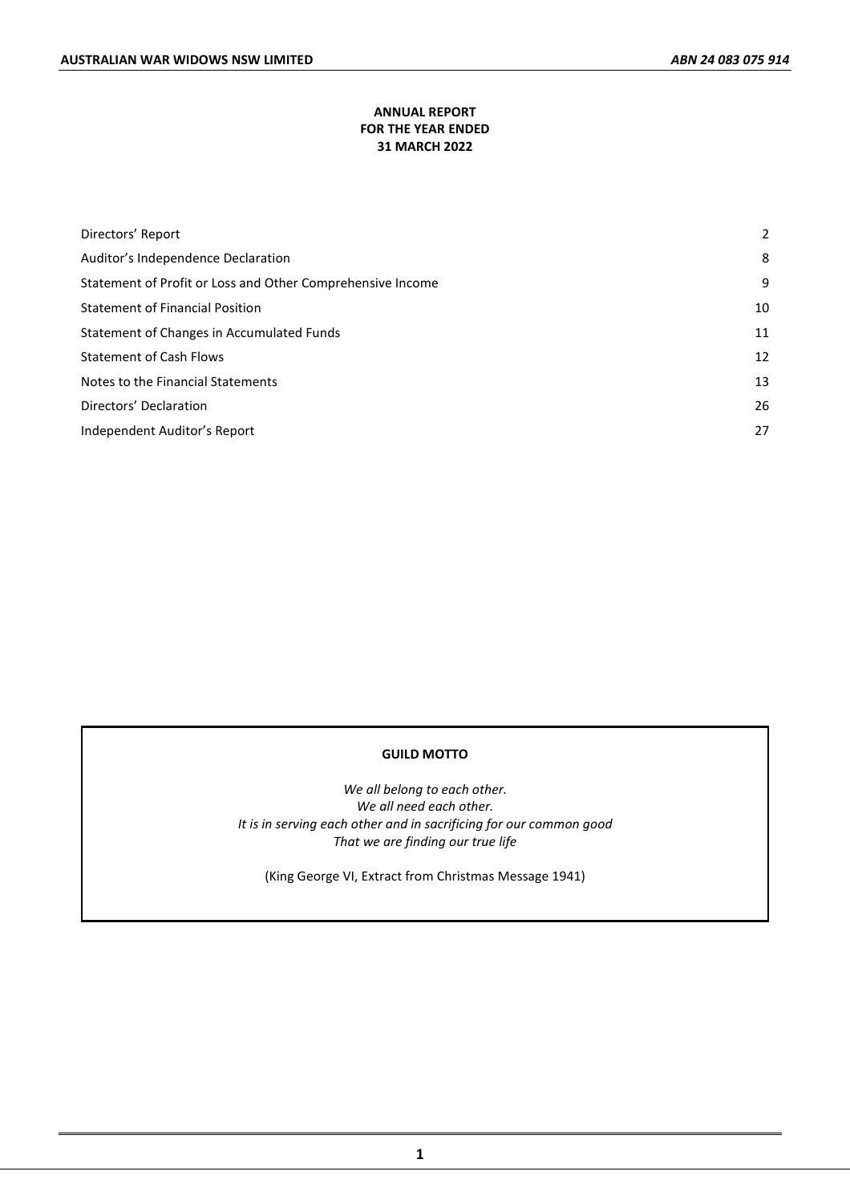# ANNUAL REPORT
# FOR THE YEAR ENDED
# 31 MARCH 2022

| | |
|---|---|
| Directors' Report | 2 |
| Auditor's Independence Declaration | 8 |
| Statement of Profit or Loss and Other Comprehensive Income | 9 |
| Statement of Financial Position | 10 |
| Statement of Changes in Accumulated Funds | 11 |
| Statement of Cash Flows | 12 |
| Notes to the Financial Statements | 13 |
| Directors' Declaration | 26 |
| Independent Auditor's Report | 27 |

**GUILD MOTTO**

*We all belong to each other.*
*We all need each other.*
*It is in serving each other and in sacrificing for our common good*
*That we are finding our true life*

(King George VI, Extract from Christmas Message 1941)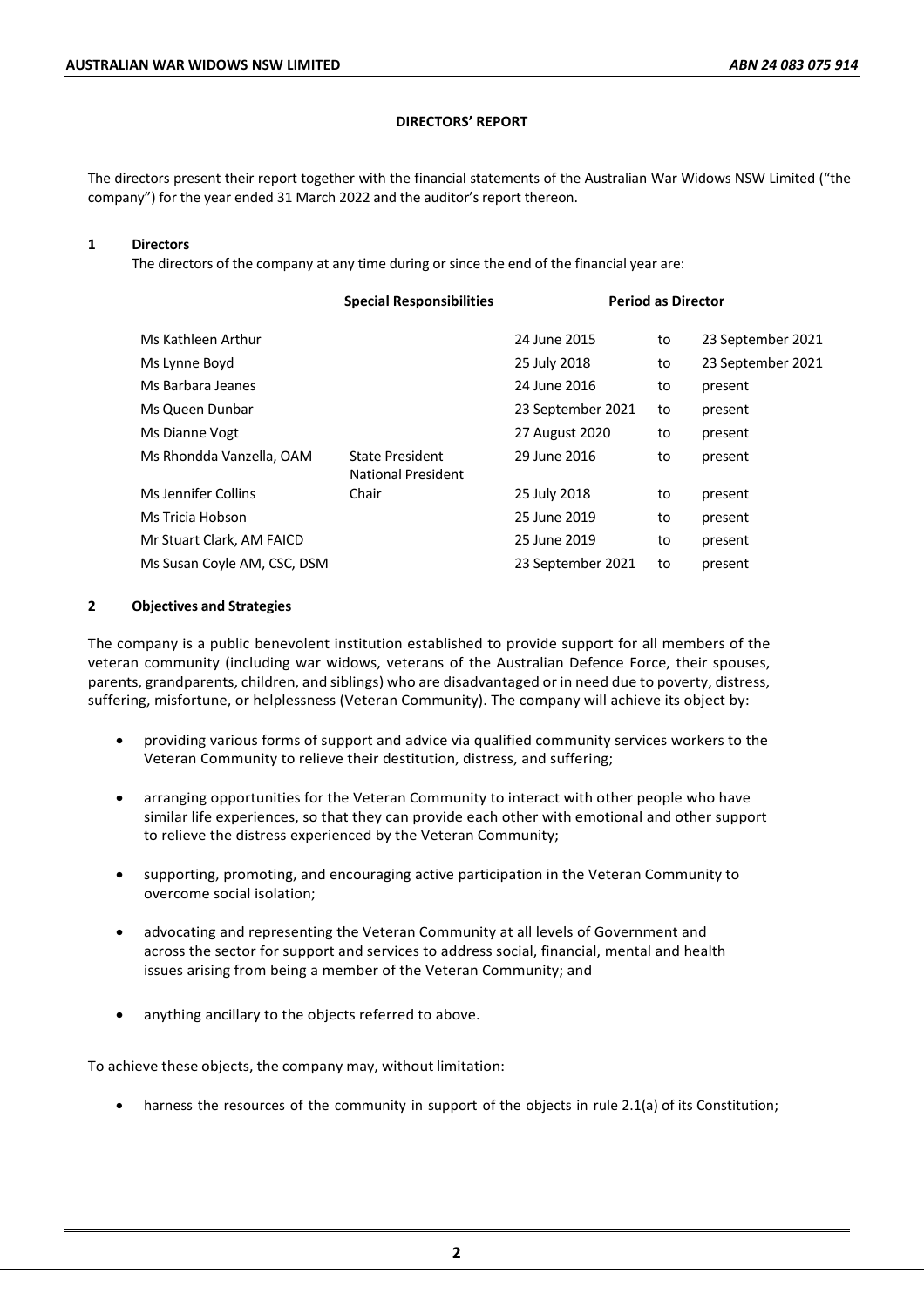# DIRECTORS' REPORT

The directors present their report together with the financial statements of the Australian War Widows NSW Limited ("the company") for the year ended 31 March 2022 and the auditor's report thereon.

## 1 Directors

The directors of the company at any time during or since the end of the financial year are:

| | Special Responsibilities | Period as Director | | |
|---|---|---|---|---|
| Ms Kathleen Arthur | | 24 June 2015 | to | 23 September 2021 |
| Ms Lynne Boyd | | 25 July 2018 | to | 23 September 2021 |
| Ms Barbara Jeanes | | 24 June 2016 | to | present |
| Ms Queen Dunbar | | 23 September 2021 | to | present |
| Ms Dianne Vogt | | 27 August 2020 | to | present |
| Ms Rhondda Vanzella, OAM | State President<br>National President | 29 June 2016 | to | present |
| Ms Jennifer Collins | Chair | 25 July 2018 | to | present |
| Ms Tricia Hobson | | 25 June 2019 | to | present |
| Mr Stuart Clark, AM FAICD | | 25 June 2019 | to | present |
| Ms Susan Coyle AM, CSC, DSM | | 23 September 2021 | to | present |

## 2 Objectives and Strategies

The company is a public benevolent institution established to provide support for all members of the veteran community (including war widows, veterans of the Australian Defence Force, their spouses, parents, grandparents, children, and siblings) who are disadvantaged or in need due to poverty, distress, suffering, misfortune, or helplessness (Veteran Community). The company will achieve its object by:

- providing various forms of support and advice via qualified community services workers to the Veteran Community to relieve their destitution, distress, and suffering;
- arranging opportunities for the Veteran Community to interact with other people who have similar life experiences, so that they can provide each other with emotional and other support to relieve the distress experienced by the Veteran Community;
- supporting, promoting, and encouraging active participation in the Veteran Community to overcome social isolation;
- advocating and representing the Veteran Community at all levels of Government and across the sector for support and services to address social, financial, mental and health issues arising from being a member of the Veteran Community; and
- anything ancillary to the objects referred to above.

To achieve these objects, the company may, without limitation:

- harness the resources of the community in support of the objects in rule 2.1(a) of its Constitution;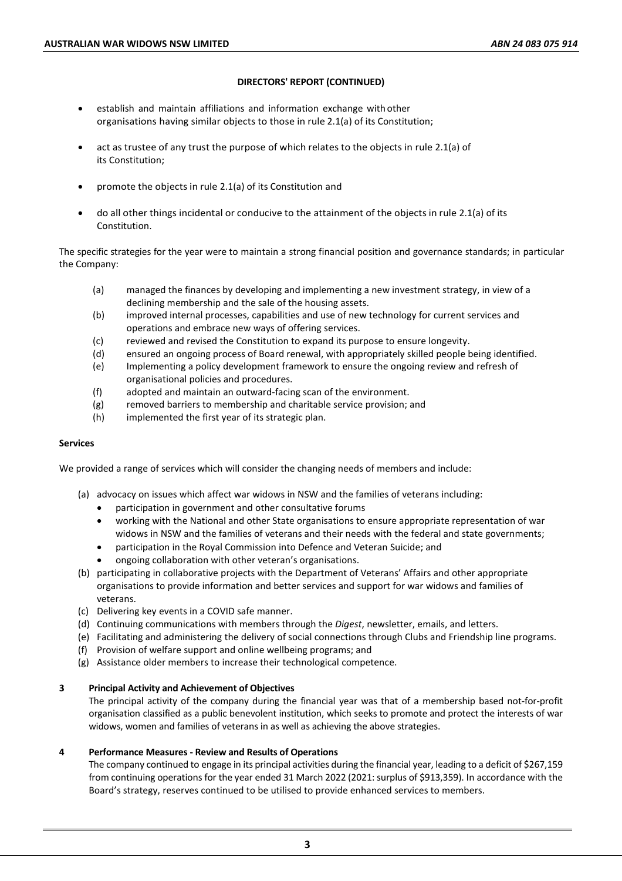## DIRECTORS' REPORT (CONTINUED)

- establish and maintain affiliations and information exchange with other organisations having similar objects to those in rule 2.1(a) of its Constitution;
- act as trustee of any trust the purpose of which relates to the objects in rule 2.1(a) of its Constitution;
- promote the objects in rule 2.1(a) of its Constitution and
- do all other things incidental or conducive to the attainment of the objects in rule 2.1(a) of its Constitution.

The specific strategies for the year were to maintain a strong financial position and governance standards; in particular the Company:

(a) managed the finances by developing and implementing a new investment strategy, in view of a declining membership and the sale of the housing assets.
(b) improved internal processes, capabilities and use of new technology for current services and operations and embrace new ways of offering services.
(c) reviewed and revised the Constitution to expand its purpose to ensure longevity.
(d) ensured an ongoing process of Board renewal, with appropriately skilled people being identified.
(e) Implementing a policy development framework to ensure the ongoing review and refresh of organisational policies and procedures.
(f) adopted and maintain an outward-facing scan of the environment.
(g) removed barriers to membership and charitable service provision; and
(h) implemented the first year of its strategic plan.

**Services**

We provided a range of services which will consider the changing needs of members and include:

(a) advocacy on issues which affect war widows in NSW and the families of veterans including:
   - participation in government and other consultative forums
   - working with the National and other State organisations to ensure appropriate representation of war widows in NSW and the families of veterans and their needs with the federal and state governments;
   - participation in the Royal Commission into Defence and Veteran Suicide; and
   - ongoing collaboration with other veteran's organisations.

(b) participating in collaborative projects with the Department of Veterans' Affairs and other appropriate organisations to provide information and better services and support for war widows and families of veterans.
(c) Delivering key events in a COVID safe manner.
(d) Continuing communications with members through the *Digest*, newsletter, emails, and letters.
(e) Facilitating and administering the delivery of social connections through Clubs and Friendship line programs.
(f) Provision of welfare support and online wellbeing programs; and
(g) Assistance older members to increase their technological competence.

### 3 Principal Activity and Achievement of Objectives

The principal activity of the company during the financial year was that of a membership based not-for-profit organisation classified as a public benevolent institution, which seeks to promote and protect the interests of war widows, women and families of veterans in as well as achieving the above strategies.

### 4 Performance Measures - Review and Results of Operations

The company continued to engage in its principal activities during the financial year, leading to a deficit of $267,159 from continuing operations for the year ended 31 March 2022 (2021: surplus of $913,359). In accordance with the Board's strategy, reserves continued to be utilised to provide enhanced services to members.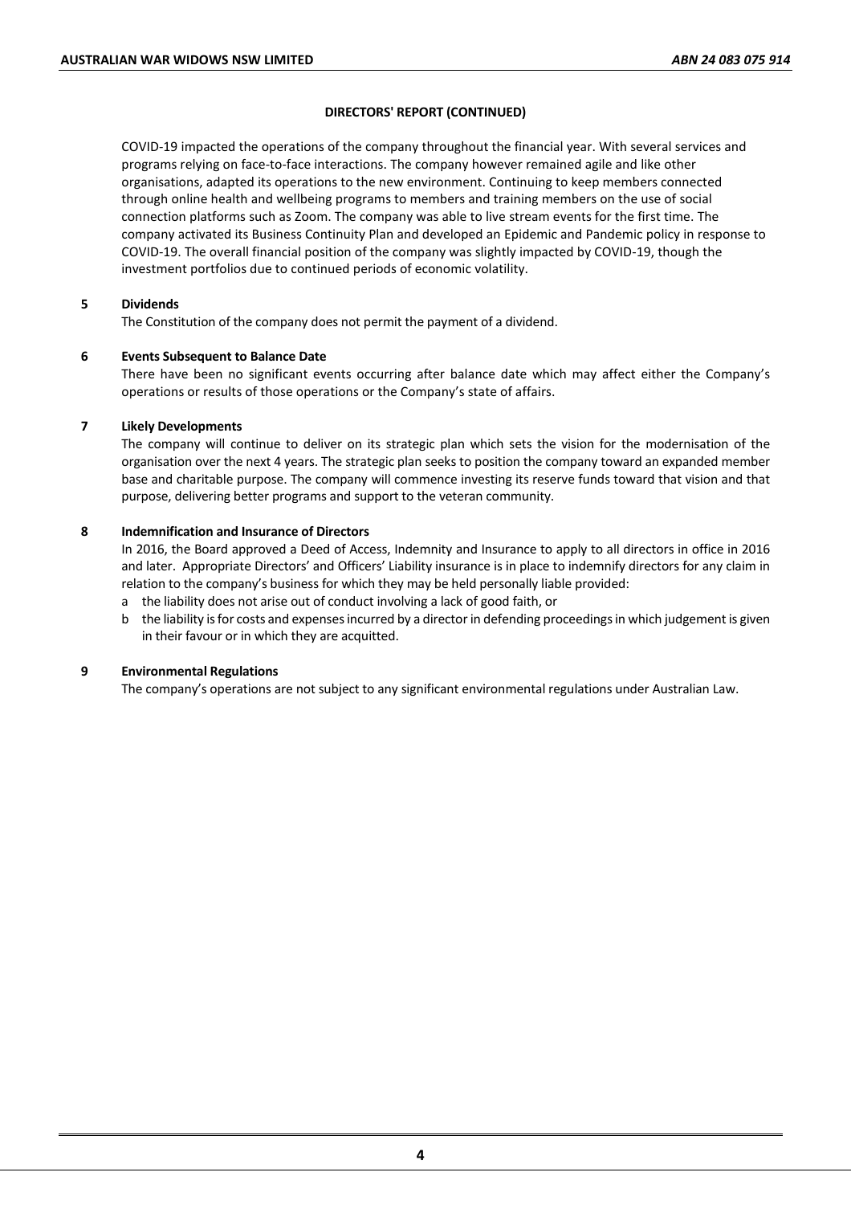## DIRECTORS' REPORT (CONTINUED)

COVID-19 impacted the operations of the company throughout the financial year. With several services and programs relying on face-to-face interactions. The company however remained agile and like other organisations, adapted its operations to the new environment. Continuing to keep members connected through online health and wellbeing programs to members and training members on the use of social connection platforms such as Zoom. The company was able to live stream events for the first time. The company activated its Business Continuity Plan and developed an Epidemic and Pandemic policy in response to COVID-19. The overall financial position of the company was slightly impacted by COVID-19, though the investment portfolios due to continued periods of economic volatility.

### 5 Dividends

The Constitution of the company does not permit the payment of a dividend.

### 6 Events Subsequent to Balance Date

There have been no significant events occurring after balance date which may affect either the Company's operations or results of those operations or the Company's state of affairs.

### 7 Likely Developments

The company will continue to deliver on its strategic plan which sets the vision for the modernisation of the organisation over the next 4 years. The strategic plan seeks to position the company toward an expanded member base and charitable purpose. The company will commence investing its reserve funds toward that vision and that purpose, delivering better programs and support to the veteran community.

### 8 Indemnification and Insurance of Directors

In 2016, the Board approved a Deed of Access, Indemnity and Insurance to apply to all directors in office in 2016 and later. Appropriate Directors' and Officers' Liability insurance is in place to indemnify directors for any claim in relation to the company's business for which they may be held personally liable provided:

a the liability does not arise out of conduct involving a lack of good faith, or

b the liability is for costs and expenses incurred by a director in defending proceedings in which judgement is given in their favour or in which they are acquitted.

### 9 Environmental Regulations

The company's operations are not subject to any significant environmental regulations under Australian Law.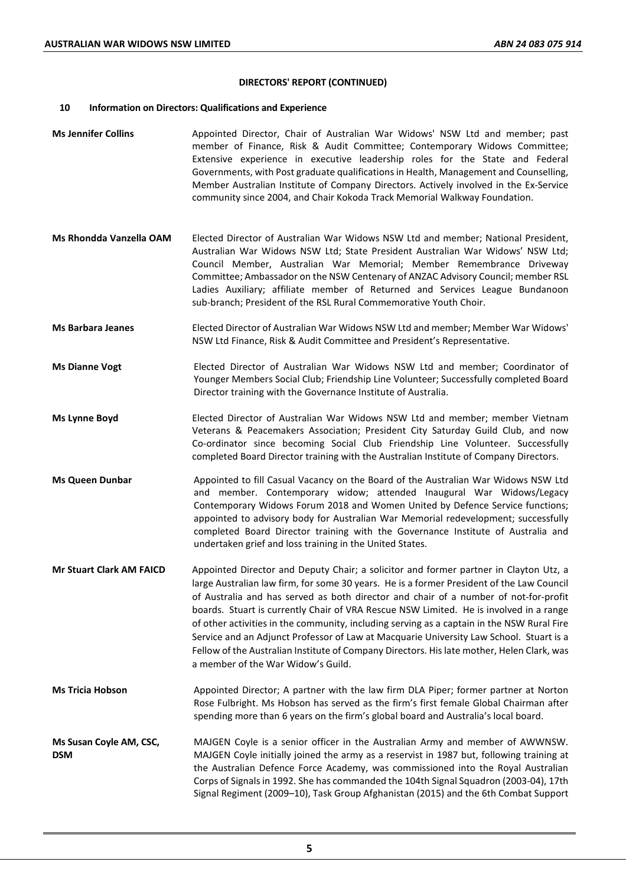**DIRECTORS' REPORT (CONTINUED)**

**10 Information on Directors: Qualifications and Experience**

| | |
|---|---|
| **Ms Jennifer Collins** | Appointed Director, Chair of Australian War Widows' NSW Ltd and member; past member of Finance, Risk & Audit Committee; Contemporary Widows Committee; Extensive experience in executive leadership roles for the State and Federal Governments, with Post graduate qualifications in Health, Management and Counselling, Member Australian Institute of Company Directors. Actively involved in the Ex-Service community since 2004, and Chair Kokoda Track Memorial Walkway Foundation. |
| **Ms Rhondda Vanzella OAM** | Elected Director of Australian War Widows NSW Ltd and member; National President, Australian War Widows NSW Ltd; State President Australian War Widows' NSW Ltd; Council Member, Australian War Memorial; Member Remembrance Driveway Committee; Ambassador on the NSW Centenary of ANZAC Advisory Council; member RSL Ladies Auxiliary; affiliate member of Returned and Services League Bundanoon sub-branch; President of the RSL Rural Commemorative Youth Choir. |
| **Ms Barbara Jeanes** | Elected Director of Australian War Widows NSW Ltd and member; Member War Widows' NSW Ltd Finance, Risk & Audit Committee and President's Representative. |
| **Ms Dianne Vogt** | Elected Director of Australian War Widows NSW Ltd and member; Coordinator of Younger Members Social Club; Friendship Line Volunteer; Successfully completed Board Director training with the Governance Institute of Australia. |
| **Ms Lynne Boyd** | Elected Director of Australian War Widows NSW Ltd and member; member Vietnam Veterans & Peacemakers Association; President City Saturday Guild Club, and now Co-ordinator since becoming Social Club Friendship Line Volunteer. Successfully completed Board Director training with the Australian Institute of Company Directors. |
| **Ms Queen Dunbar** | Appointed to fill Casual Vacancy on the Board of the Australian War Widows NSW Ltd and member. Contemporary widow; attended Inaugural War Widows/Legacy Contemporary Widows Forum 2018 and Women United by Defence Service functions; appointed to advisory body for Australian War Memorial redevelopment; successfully completed Board Director training with the Governance Institute of Australia and undertaken grief and loss training in the United States. |
| **Mr Stuart Clark AM FAICD** | Appointed Director and Deputy Chair; a solicitor and former partner in Clayton Utz, a large Australian law firm, for some 30 years. He is a former President of the Law Council of Australia and has served as both director and chair of a number of not-for-profit boards. Stuart is currently Chair of VRA Rescue NSW Limited. He is involved in a range of other activities in the community, including serving as a captain in the NSW Rural Fire Service and an Adjunct Professor of Law at Macquarie University Law School. Stuart is a Fellow of the Australian Institute of Company Directors. His late mother, Helen Clark, was a member of the War Widow's Guild. |
| **Ms Tricia Hobson** | Appointed Director; A partner with the law firm DLA Piper; former partner at Norton Rose Fulbright. Ms Hobson has served as the firm's first female Global Chairman after spending more than 6 years on the firm's global board and Australia's local board. |
| **Ms Susan Coyle AM, CSC, DSM** | MAJGEN Coyle is a senior officer in the Australian Army and member of AWWNSW. MAJGEN Coyle initially joined the army as a reservist in 1987 but, following training at the Australian Defence Force Academy, was commissioned into the Royal Australian Corps of Signals in 1992. She has commanded the 104th Signal Squadron (2003-04), 17th Signal Regiment (2009–10), Task Group Afghanistan (2015) and the 6th Combat Support |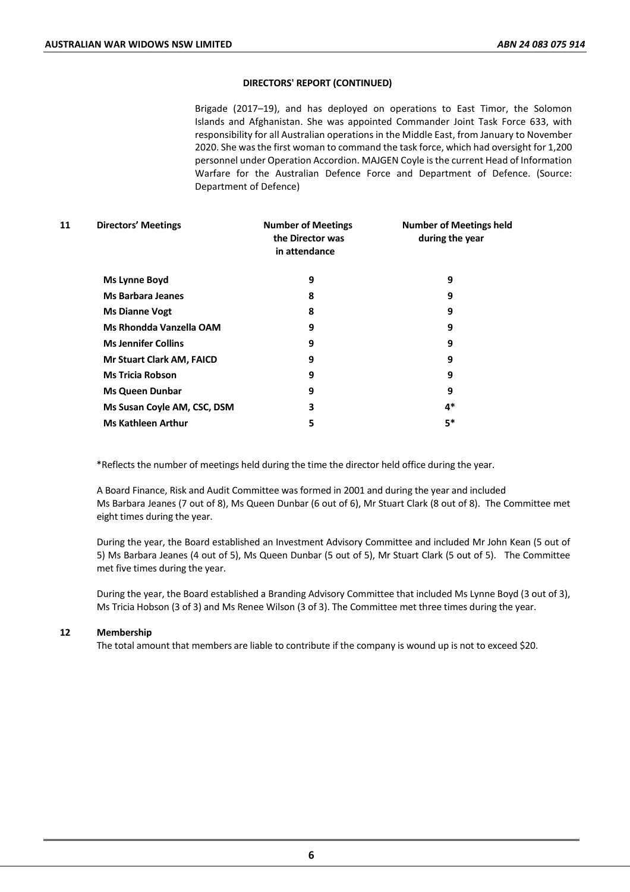## DIRECTORS' REPORT (CONTINUED)

Brigade (2017–19), and has deployed on operations to East Timor, the Solomon Islands and Afghanistan. She was appointed Commander Joint Task Force 633, with responsibility for all Australian operations in the Middle East, from January to November 2020. She was the first woman to command the task force, which had oversight for 1,200 personnel under Operation Accordion. MAJGEN Coyle is the current Head of Information Warfare for the Australian Defence Force and Department of Defence. (Source: Department of Defence)

**11 Directors' Meetings**

| Directors' Meetings | Number of Meetings the Director was in attendance | Number of Meetings held during the year |
|---|---|---|
| **Ms Lynne Boyd** | 9 | 9 |
| **Ms Barbara Jeanes** | 8 | 9 |
| **Ms Dianne Vogt** | 8 | 9 |
| **Ms Rhondda Vanzella OAM** | 9 | 9 |
| **Ms Jennifer Collins** | 9 | 9 |
| **Mr Stuart Clark AM, FAICD** | 9 | 9 |
| **Ms Tricia Robson** | 9 | 9 |
| **Ms Queen Dunbar** | 9 | 9 |
| **Ms Susan Coyle AM, CSC, DSM** | 3 | 4* |
| **Ms Kathleen Arthur** | 5 | 5* |

*Reflects the number of meetings held during the time the director held office during the year.

A Board Finance, Risk and Audit Committee was formed in 2001 and during the year and included Ms Barbara Jeanes (7 out of 8), Ms Queen Dunbar (6 out of 6), Mr Stuart Clark (8 out of 8). The Committee met eight times during the year.

During the year, the Board established an Investment Advisory Committee and included Mr John Kean (5 out of 5) Ms Barbara Jeanes (4 out of 5), Ms Queen Dunbar (5 out of 5), Mr Stuart Clark (5 out of 5). The Committee met five times during the year.

During the year, the Board established a Branding Advisory Committee that included Ms Lynne Boyd (3 out of 3), Ms Tricia Hobson (3 of 3) and Ms Renee Wilson (3 of 3). The Committee met three times during the year.

**12 Membership**

The total amount that members are liable to contribute if the company is wound up is not to exceed $20.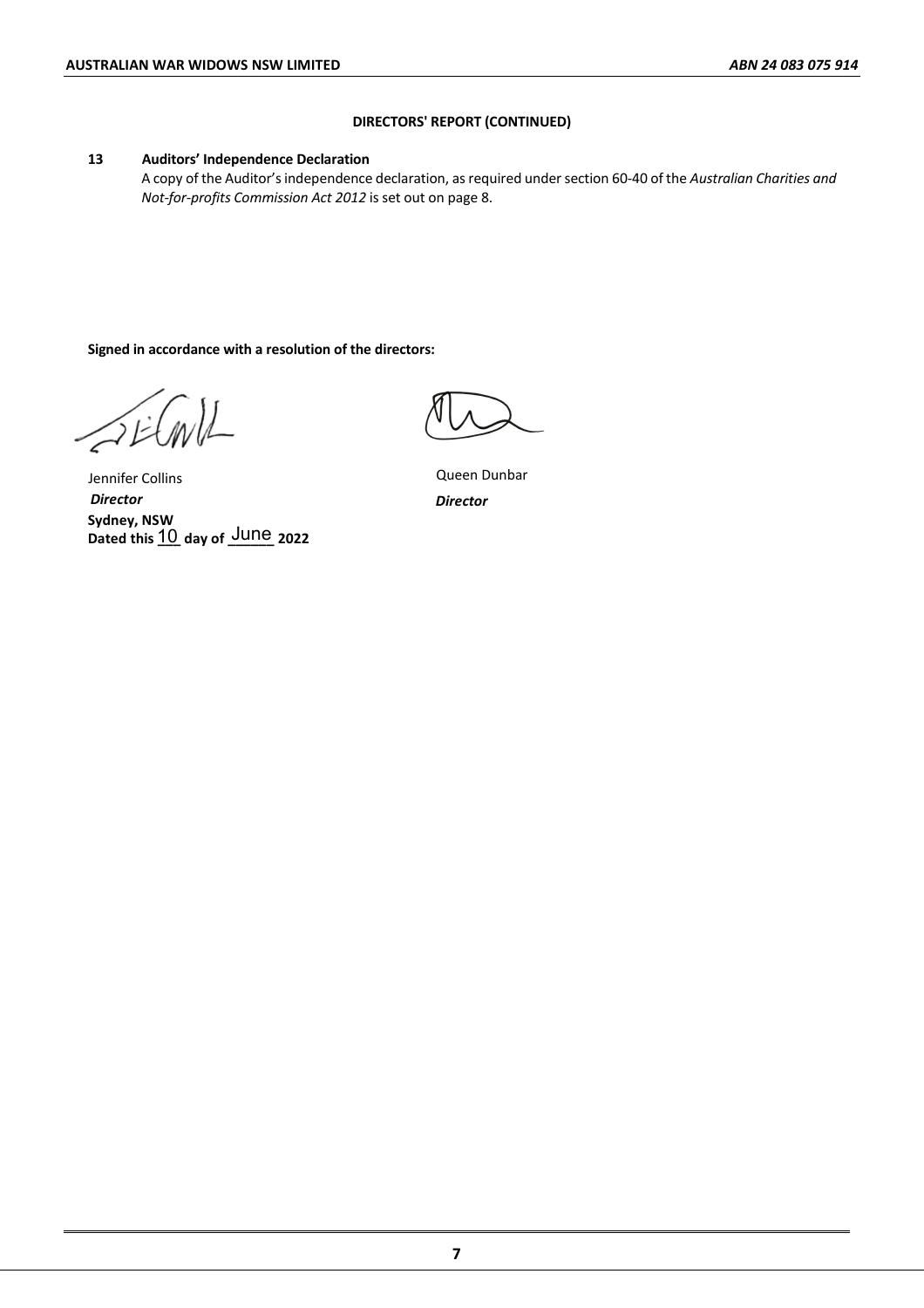**DIRECTORS' REPORT (CONTINUED)**

**13 Auditors' Independence Declaration**

A copy of the Auditor's independence declaration, as required under section 60-40 of the *Australian Charities and Not-for-profits Commission Act 2012* is set out on page 8.

**Signed in accordance with a resolution of the directors:**

Jennifer Collins
***Director***

Queen Dunbar
***Director***

**Sydney, NSW**
**Dated this** 10 **day of** June **2022**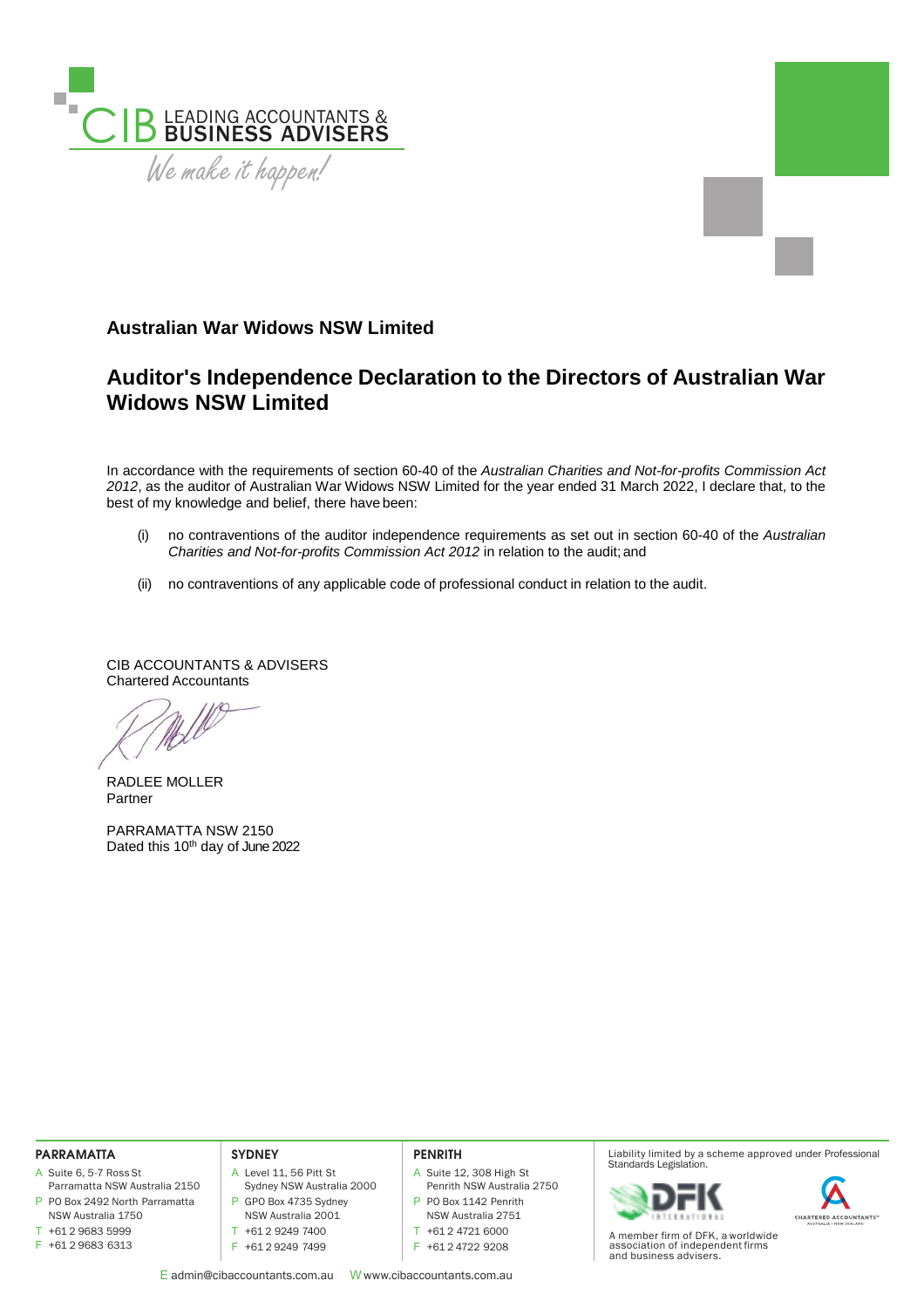CIB LEADING ACCOUNTANTS & BUSINESS ADVISERS

*We make it happen!*

## Australian War Widows NSW Limited

# Auditor's Independence Declaration to the Directors of Australian War Widows NSW Limited

In accordance with the requirements of section 60-40 of the *Australian Charities and Not-for-profits Commission Act 2012*, as the auditor of Australian War Widows NSW Limited for the year ended 31 March 2022, I declare that, to the best of my knowledge and belief, there have been:

(i) no contraventions of the auditor independence requirements as set out in section 60-40 of the *Australian Charities and Not-for-profits Commission Act 2012* in relation to the audit; and

(ii) no contraventions of any applicable code of professional conduct in relation to the audit.

CIB ACCOUNTANTS & ADVISERS
Chartered Accountants

RADLEE MOLLER
Partner

PARRAMATTA NSW 2150
Dated this 10th day of June 2022

**PARRAMATTA**
A Suite 6, 5-7 Ross St
Parramatta NSW Australia 2150
P PO Box 2492 North Parramatta
NSW Australia 1750
T +61 2 9683 5999
F +61 2 9683 6313

**SYDNEY**
A Level 11, 56 Pitt St
Sydney NSW Australia 2000
P GPO Box 4735 Sydney
NSW Australia 2001
T +61 2 9249 7400
F +61 2 9249 7499

**PENRITH**
A Suite 12, 308 High St
Penrith NSW Australia 2750
P PO Box 1142 Penrith
NSW Australia 2751
T +61 2 4721 6000
F +61 2 4722 9208

Liability limited by a scheme approved under Professional Standards Legislation.

A member firm of DFK, a worldwide association of independent firms and business advisers.

E admin@cibaccountants.com.au W www.cibaccountants.com.au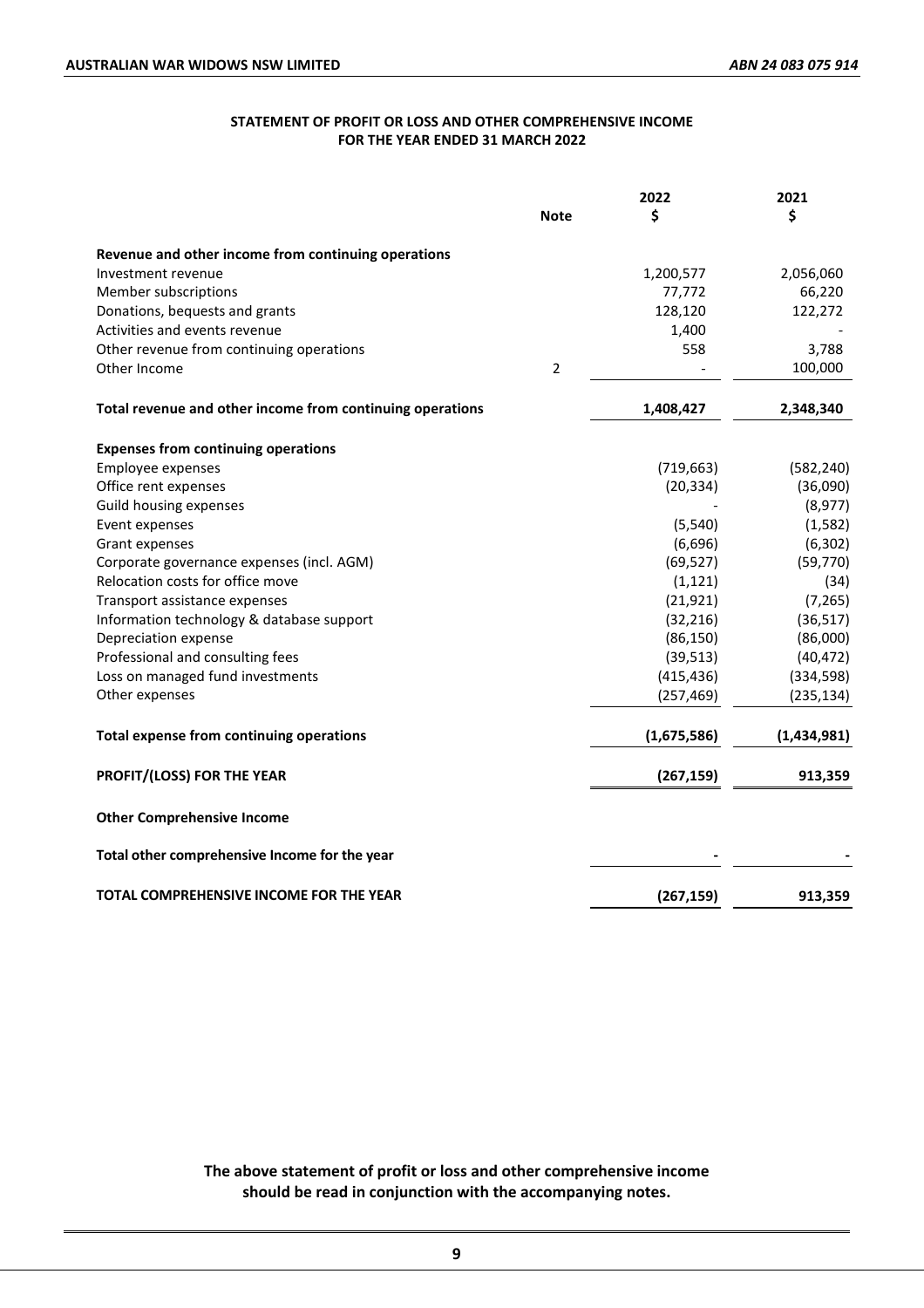## STATEMENT OF PROFIT OR LOSS AND OTHER COMPREHENSIVE INCOME
## FOR THE YEAR ENDED 31 MARCH 2022

| | Note | 2022 $ | 2021 $ |
|---|---|---|---|
| **Revenue and other income from continuing operations** | | | |
| Investment revenue | | 1,200,577 | 2,056,060 |
| Member subscriptions | | 77,772 | 66,220 |
| Donations, bequests and grants | | 128,120 | 122,272 |
| Activities and events revenue | | 1,400 | - |
| Other revenue from continuing operations | | 558 | 3,788 |
| Other Income | 2 | - | 100,000 |
| **Total revenue and other income from continuing operations** | | **1,408,427** | **2,348,340** |
| **Expenses from continuing operations** | | | |
| Employee expenses | | (719,663) | (582,240) |
| Office rent expenses | | (20,334) | (36,090) |
| Guild housing expenses | | - | (8,977) |
| Event expenses | | (5,540) | (1,582) |
| Grant expenses | | (6,696) | (6,302) |
| Corporate governance expenses (incl. AGM) | | (69,527) | (59,770) |
| Relocation costs for office move | | (1,121) | (34) |
| Transport assistance expenses | | (21,921) | (7,265) |
| Information technology & database support | | (32,216) | (36,517) |
| Depreciation expense | | (86,150) | (86,000) |
| Professional and consulting fees | | (39,513) | (40,472) |
| Loss on managed fund investments | | (415,436) | (334,598) |
| Other expenses | | (257,469) | (235,134) |
| **Total expense from continuing operations** | | **(1,675,586)** | **(1,434,981)** |
| **PROFIT/(LOSS) FOR THE YEAR** | | **(267,159)** | **913,359** |
| **Other Comprehensive Income** | | | |
| **Total other comprehensive Income for the year** | | **-** | **-** |
| **TOTAL COMPREHENSIVE INCOME FOR THE YEAR** | | **(267,159)** | **913,359** |

**The above statement of profit or loss and other comprehensive income should be read in conjunction with the accompanying notes.**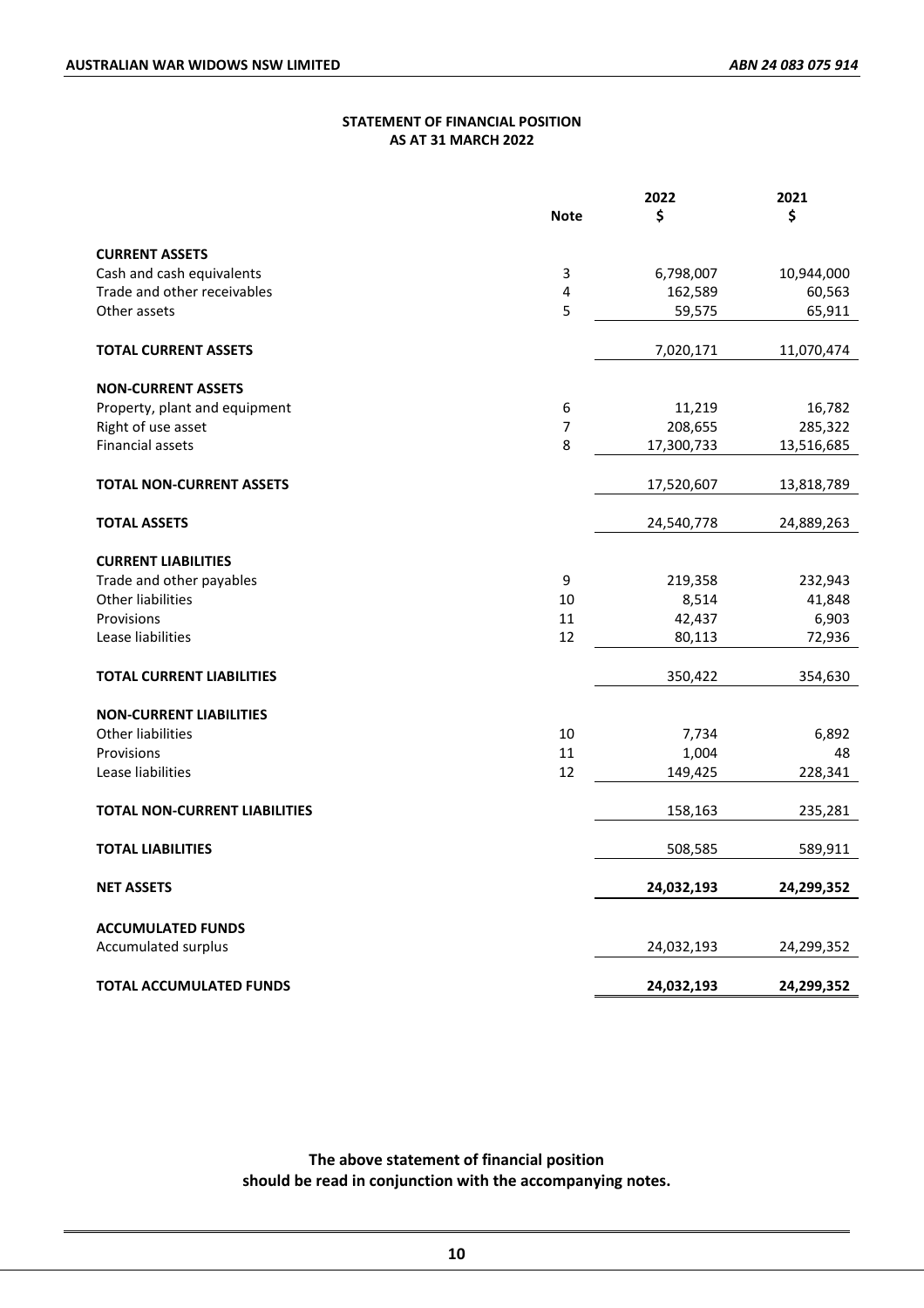## STATEMENT OF FINANCIAL POSITION
## AS AT 31 MARCH 2022

| | Note | 2022<br>$ | 2021<br>$ |
|---|---|---|---|
| **CURRENT ASSETS** | | | |
| Cash and cash equivalents | 3 | 6,798,007 | 10,944,000 |
| Trade and other receivables | 4 | 162,589 | 60,563 |
| Other assets | 5 | 59,575 | 65,911 |
| **TOTAL CURRENT ASSETS** | | 7,020,171 | 11,070,474 |
| **NON-CURRENT ASSETS** | | | |
| Property, plant and equipment | 6 | 11,219 | 16,782 |
| Right of use asset | 7 | 208,655 | 285,322 |
| Financial assets | 8 | 17,300,733 | 13,516,685 |
| **TOTAL NON-CURRENT ASSETS** | | 17,520,607 | 13,818,789 |
| **TOTAL ASSETS** | | 24,540,778 | 24,889,263 |
| **CURRENT LIABILITIES** | | | |
| Trade and other payables | 9 | 219,358 | 232,943 |
| Other liabilities | 10 | 8,514 | 41,848 |
| Provisions | 11 | 42,437 | 6,903 |
| Lease liabilities | 12 | 80,113 | 72,936 |
| **TOTAL CURRENT LIABILITIES** | | 350,422 | 354,630 |
| **NON-CURRENT LIABILITIES** | | | |
| Other liabilities | 10 | 7,734 | 6,892 |
| Provisions | 11 | 1,004 | 48 |
| Lease liabilities | 12 | 149,425 | 228,341 |
| **TOTAL NON-CURRENT LIABILITIES** | | 158,163 | 235,281 |
| **TOTAL LIABILITIES** | | 508,585 | 589,911 |
| **NET ASSETS** | | **24,032,193** | **24,299,352** |
| **ACCUMULATED FUNDS** | | | |
| Accumulated surplus | | 24,032,193 | 24,299,352 |
| **TOTAL ACCUMULATED FUNDS** | | **24,032,193** | **24,299,352** |

**The above statement of financial position should be read in conjunction with the accompanying notes.**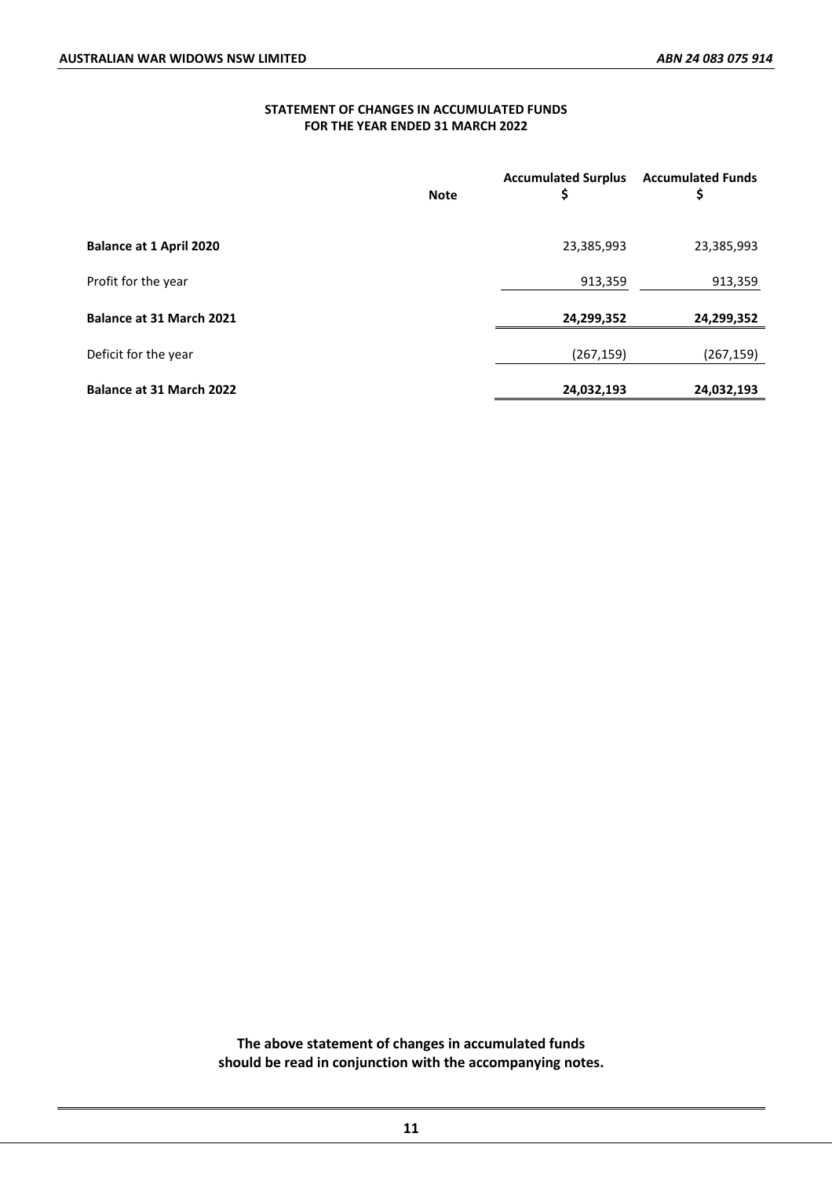## STATEMENT OF CHANGES IN ACCUMULATED FUNDS
## FOR THE YEAR ENDED 31 MARCH 2022

| | Note | Accumulated Surplus $ | Accumulated Funds $ |
|---|---|---|---|
| **Balance at 1 April 2020** | | 23,385,993 | 23,385,993 |
| Profit for the year | | 913,359 | 913,359 |
| **Balance at 31 March 2021** | | **24,299,352** | **24,299,352** |
| Deficit for the year | | (267,159) | (267,159) |
| **Balance at 31 March 2022** | | **24,032,193** | **24,032,193** |

**The above statement of changes in accumulated funds should be read in conjunction with the accompanying notes.**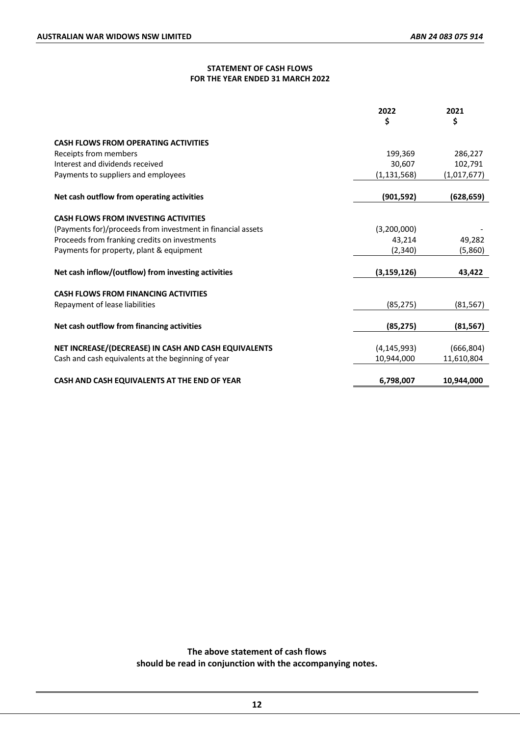## STATEMENT OF CASH FLOWS
## FOR THE YEAR ENDED 31 MARCH 2022

| | 2022<br>$ | 2021<br>$ |
|---|---|---|
| **CASH FLOWS FROM OPERATING ACTIVITIES** | | |
| Receipts from members | 199,369 | 286,227 |
| Interest and dividends received | 30,607 | 102,791 |
| Payments to suppliers and employees | (1,131,568) | (1,017,677) |
| **Net cash outflow from operating activities** | **(901,592)** | **(628,659)** |
| **CASH FLOWS FROM INVESTING ACTIVITIES** | | |
| (Payments for)/proceeds from investment in financial assets | (3,200,000) | - |
| Proceeds from franking credits on investments | 43,214 | 49,282 |
| Payments for property, plant & equipment | (2,340) | (5,860) |
| **Net cash inflow/(outflow) from investing activities** | **(3,159,126)** | **43,422** |
| **CASH FLOWS FROM FINANCING ACTIVITIES** | | |
| Repayment of lease liabilities | (85,275) | (81,567) |
| **Net cash outflow from financing activities** | **(85,275)** | **(81,567)** |
| **NET INCREASE/(DECREASE) IN CASH AND CASH EQUIVALENTS** | (4,145,993) | (666,804) |
| Cash and cash equivalents at the beginning of year | 10,944,000 | 11,610,804 |
| **CASH AND CASH EQUIVALENTS AT THE END OF YEAR** | **6,798,007** | **10,944,000** |

**The above statement of cash flows should be read in conjunction with the accompanying notes.**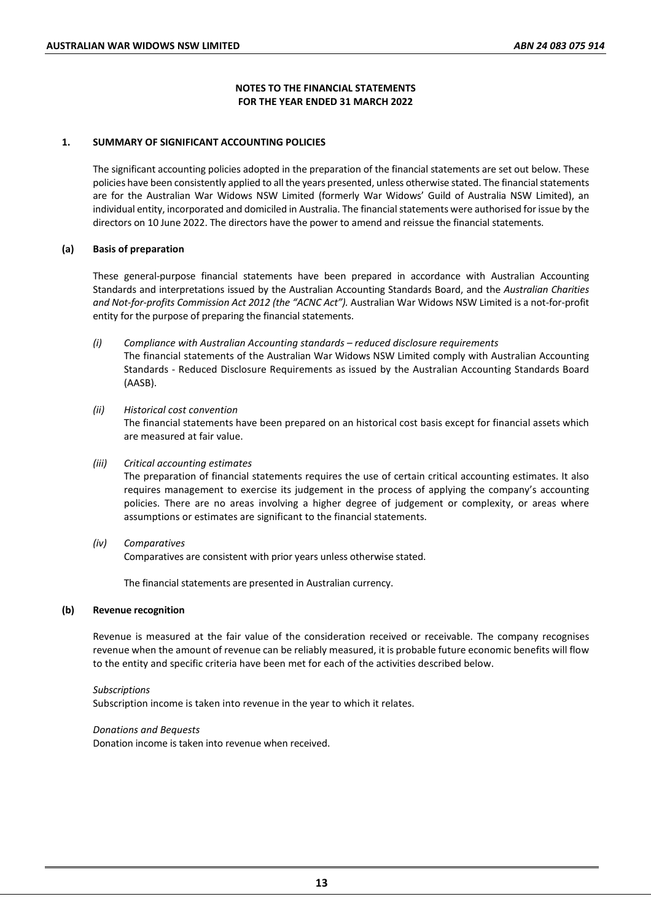# NOTES TO THE FINANCIAL STATEMENTS
# FOR THE YEAR ENDED 31 MARCH 2022

## 1. SUMMARY OF SIGNIFICANT ACCOUNTING POLICIES

The significant accounting policies adopted in the preparation of the financial statements are set out below. These policies have been consistently applied to all the years presented, unless otherwise stated. The financial statements are for the Australian War Widows NSW Limited (formerly War Widows' Guild of Australia NSW Limited), an individual entity, incorporated and domiciled in Australia. The financial statements were authorised for issue by the directors on 10 June 2022. The directors have the power to amend and reissue the financial statements.

### (a) Basis of preparation

These general-purpose financial statements have been prepared in accordance with Australian Accounting Standards and interpretations issued by the Australian Accounting Standards Board, and the *Australian Charities and Not-for-profits Commission Act 2012 (the "ACNC Act").* Australian War Widows NSW Limited is a not-for-profit entity for the purpose of preparing the financial statements.

*(i) Compliance with Australian Accounting standards – reduced disclosure requirements*
The financial statements of the Australian War Widows NSW Limited comply with Australian Accounting Standards - Reduced Disclosure Requirements as issued by the Australian Accounting Standards Board (AASB).

*(ii) Historical cost convention*
The financial statements have been prepared on an historical cost basis except for financial assets which are measured at fair value.

*(iii) Critical accounting estimates*
The preparation of financial statements requires the use of certain critical accounting estimates. It also requires management to exercise its judgement in the process of applying the company's accounting policies. There are no areas involving a higher degree of judgement or complexity, or areas where assumptions or estimates are significant to the financial statements.

*(iv) Comparatives*
Comparatives are consistent with prior years unless otherwise stated.

The financial statements are presented in Australian currency.

### (b) Revenue recognition

Revenue is measured at the fair value of the consideration received or receivable. The company recognises revenue when the amount of revenue can be reliably measured, it is probable future economic benefits will flow to the entity and specific criteria have been met for each of the activities described below.

*Subscriptions*
Subscription income is taken into revenue in the year to which it relates.

*Donations and Bequests*
Donation income is taken into revenue when received.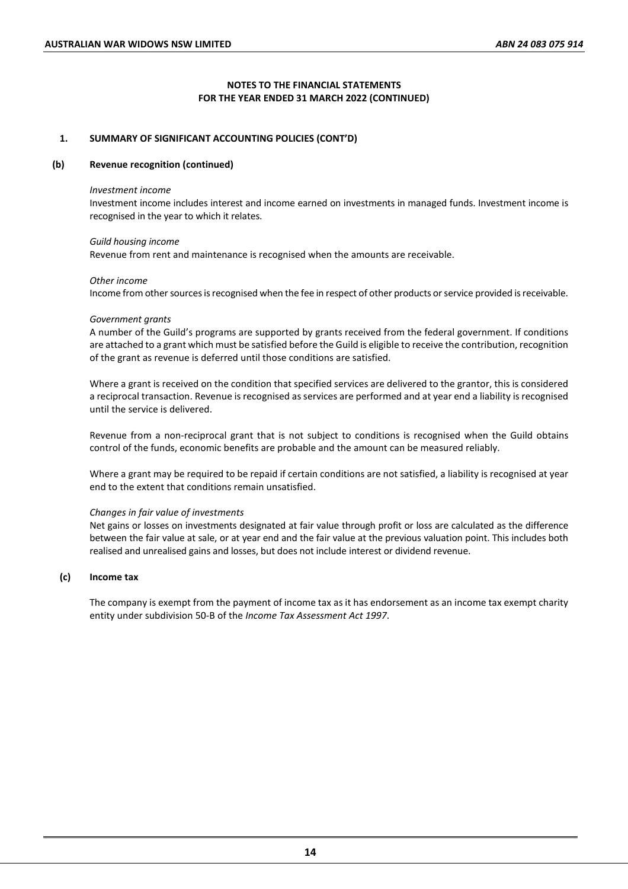## NOTES TO THE FINANCIAL STATEMENTS
## FOR THE YEAR ENDED 31 MARCH 2022 (CONTINUED)

### 1. SUMMARY OF SIGNIFICANT ACCOUNTING POLICIES (CONT'D)

#### (b) Revenue recognition (continued)

*Investment income*

Investment income includes interest and income earned on investments in managed funds. Investment income is recognised in the year to which it relates.

*Guild housing income*

Revenue from rent and maintenance is recognised when the amounts are receivable.

*Other income*

Income from other sources is recognised when the fee in respect of other products or service provided is receivable.

*Government grants*

A number of the Guild's programs are supported by grants received from the federal government. If conditions are attached to a grant which must be satisfied before the Guild is eligible to receive the contribution, recognition of the grant as revenue is deferred until those conditions are satisfied.

Where a grant is received on the condition that specified services are delivered to the grantor, this is considered a reciprocal transaction. Revenue is recognised as services are performed and at year end a liability is recognised until the service is delivered.

Revenue from a non-reciprocal grant that is not subject to conditions is recognised when the Guild obtains control of the funds, economic benefits are probable and the amount can be measured reliably.

Where a grant may be required to be repaid if certain conditions are not satisfied, a liability is recognised at year end to the extent that conditions remain unsatisfied.

*Changes in fair value of investments*

Net gains or losses on investments designated at fair value through profit or loss are calculated as the difference between the fair value at sale, or at year end and the fair value at the previous valuation point. This includes both realised and unrealised gains and losses, but does not include interest or dividend revenue.

#### (c) Income tax

The company is exempt from the payment of income tax as it has endorsement as an income tax exempt charity entity under subdivision 50-B of the *Income Tax Assessment Act 1997*.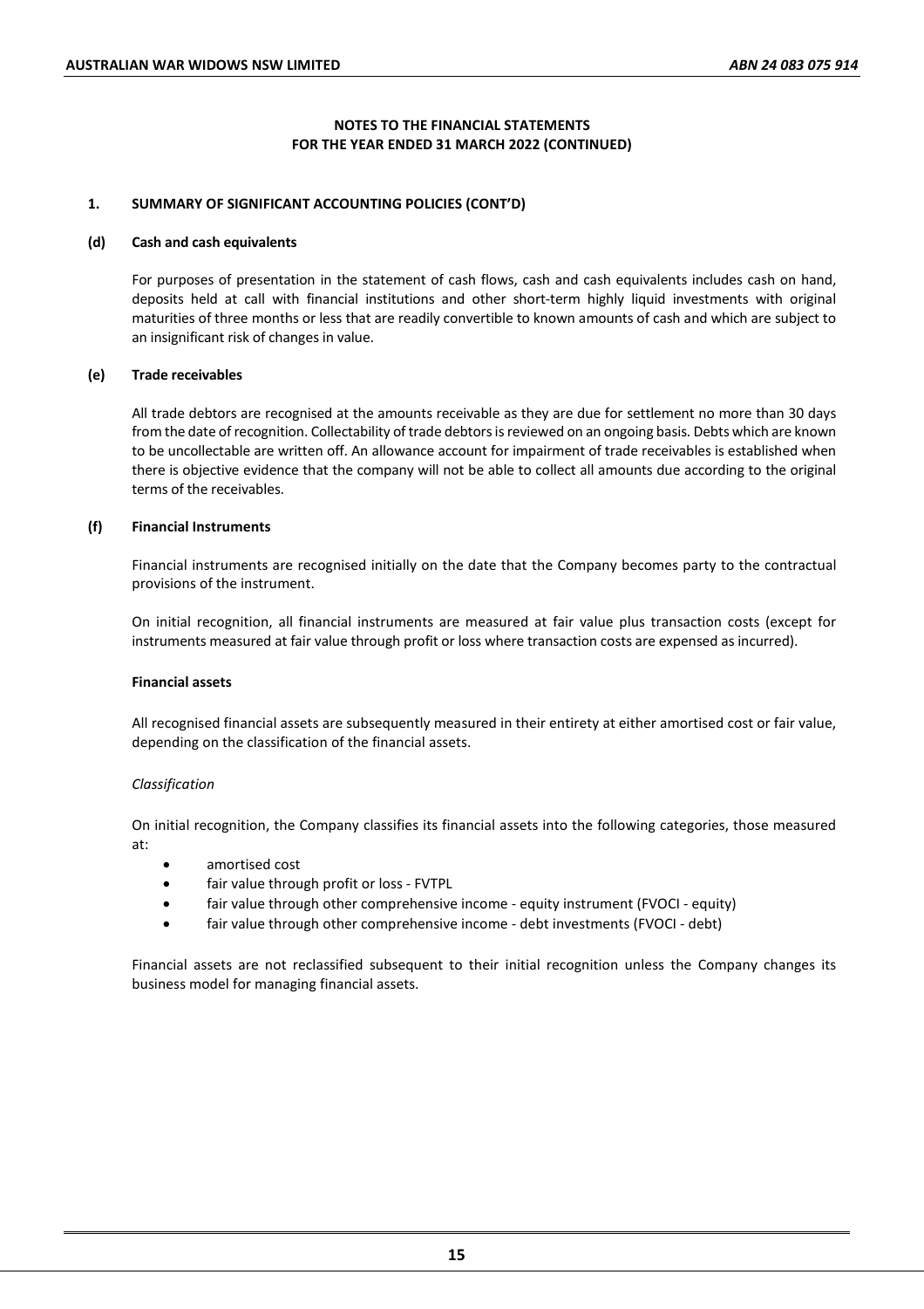# NOTES TO THE FINANCIAL STATEMENTS
# FOR THE YEAR ENDED 31 MARCH 2022 (CONTINUED)

## 1. SUMMARY OF SIGNIFICANT ACCOUNTING POLICIES (CONT'D)

### (d) Cash and cash equivalents

For purposes of presentation in the statement of cash flows, cash and cash equivalents includes cash on hand, deposits held at call with financial institutions and other short-term highly liquid investments with original maturities of three months or less that are readily convertible to known amounts of cash and which are subject to an insignificant risk of changes in value.

### (e) Trade receivables

All trade debtors are recognised at the amounts receivable as they are due for settlement no more than 30 days from the date of recognition. Collectability of trade debtors is reviewed on an ongoing basis. Debts which are known to be uncollectable are written off. An allowance account for impairment of trade receivables is established when there is objective evidence that the company will not be able to collect all amounts due according to the original terms of the receivables.

### (f) Financial Instruments

Financial instruments are recognised initially on the date that the Company becomes party to the contractual provisions of the instrument.

On initial recognition, all financial instruments are measured at fair value plus transaction costs (except for instruments measured at fair value through profit or loss where transaction costs are expensed as incurred).

**Financial assets**

All recognised financial assets are subsequently measured in their entirety at either amortised cost or fair value, depending on the classification of the financial assets.

*Classification*

On initial recognition, the Company classifies its financial assets into the following categories, those measured at:

- amortised cost
- fair value through profit or loss - FVTPL
- fair value through other comprehensive income - equity instrument (FVOCI - equity)
- fair value through other comprehensive income - debt investments (FVOCI - debt)

Financial assets are not reclassified subsequent to their initial recognition unless the Company changes its business model for managing financial assets.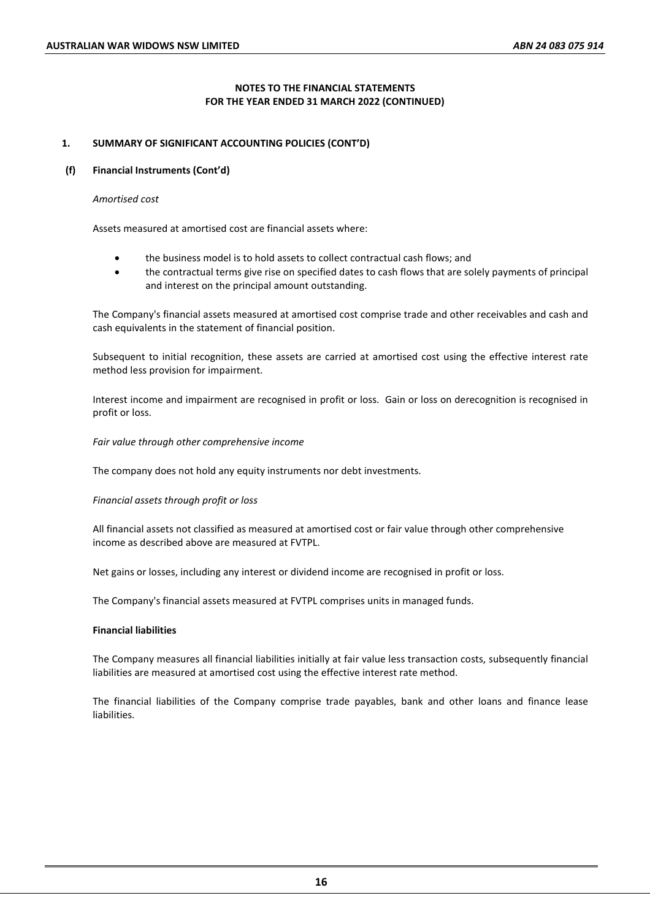**NOTES TO THE FINANCIAL STATEMENTS**
**FOR THE YEAR ENDED 31 MARCH 2022 (CONTINUED)**

## 1. SUMMARY OF SIGNIFICANT ACCOUNTING POLICIES (CONT'D)

### (f) Financial Instruments (Cont'd)

*Amortised cost*

Assets measured at amortised cost are financial assets where:

- the business model is to hold assets to collect contractual cash flows; and
- the contractual terms give rise on specified dates to cash flows that are solely payments of principal and interest on the principal amount outstanding.

The Company's financial assets measured at amortised cost comprise trade and other receivables and cash and cash equivalents in the statement of financial position.

Subsequent to initial recognition, these assets are carried at amortised cost using the effective interest rate method less provision for impairment.

Interest income and impairment are recognised in profit or loss. Gain or loss on derecognition is recognised in profit or loss.

*Fair value through other comprehensive income*

The company does not hold any equity instruments nor debt investments.

*Financial assets through profit or loss*

All financial assets not classified as measured at amortised cost or fair value through other comprehensive income as described above are measured at FVTPL.

Net gains or losses, including any interest or dividend income are recognised in profit or loss.

The Company's financial assets measured at FVTPL comprises units in managed funds.

**Financial liabilities**

The Company measures all financial liabilities initially at fair value less transaction costs, subsequently financial liabilities are measured at amortised cost using the effective interest rate method.

The financial liabilities of the Company comprise trade payables, bank and other loans and finance lease liabilities.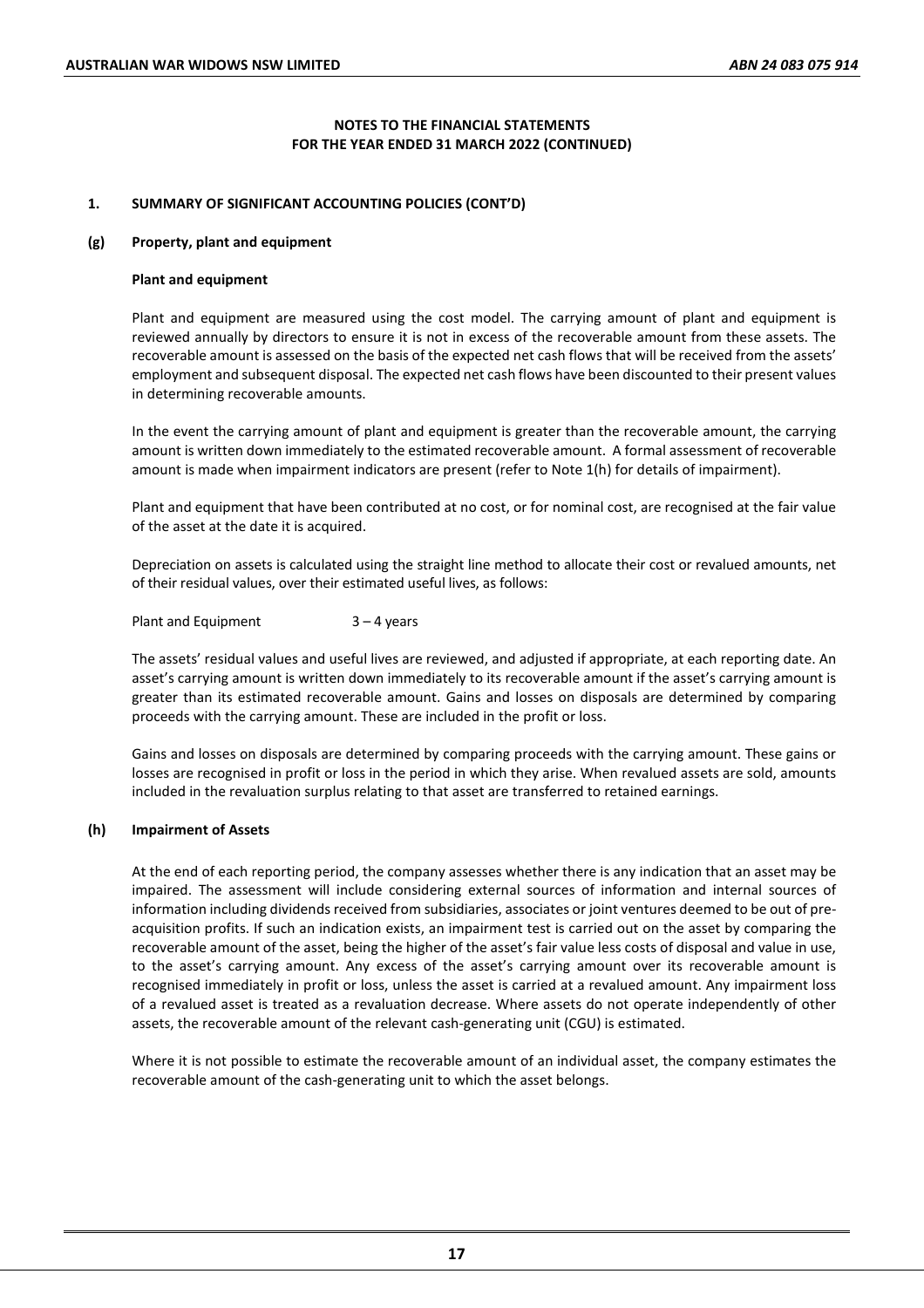**NOTES TO THE FINANCIAL STATEMENTS**
**FOR THE YEAR ENDED 31 MARCH 2022 (CONTINUED)**

## 1. SUMMARY OF SIGNIFICANT ACCOUNTING POLICIES (CONT'D)

### (g) Property, plant and equipment

**Plant and equipment**

Plant and equipment are measured using the cost model. The carrying amount of plant and equipment is reviewed annually by directors to ensure it is not in excess of the recoverable amount from these assets. The recoverable amount is assessed on the basis of the expected net cash flows that will be received from the assets' employment and subsequent disposal. The expected net cash flows have been discounted to their present values in determining recoverable amounts.

In the event the carrying amount of plant and equipment is greater than the recoverable amount, the carrying amount is written down immediately to the estimated recoverable amount. A formal assessment of recoverable amount is made when impairment indicators are present (refer to Note 1(h) for details of impairment).

Plant and equipment that have been contributed at no cost, or for nominal cost, are recognised at the fair value of the asset at the date it is acquired.

Depreciation on assets is calculated using the straight line method to allocate their cost or revalued amounts, net of their residual values, over their estimated useful lives, as follows:

Plant and Equipment 3 – 4 years

The assets' residual values and useful lives are reviewed, and adjusted if appropriate, at each reporting date. An asset's carrying amount is written down immediately to its recoverable amount if the asset's carrying amount is greater than its estimated recoverable amount. Gains and losses on disposals are determined by comparing proceeds with the carrying amount. These are included in the profit or loss.

Gains and losses on disposals are determined by comparing proceeds with the carrying amount. These gains or losses are recognised in profit or loss in the period in which they arise. When revalued assets are sold, amounts included in the revaluation surplus relating to that asset are transferred to retained earnings.

### (h) Impairment of Assets

At the end of each reporting period, the company assesses whether there is any indication that an asset may be impaired. The assessment will include considering external sources of information and internal sources of information including dividends received from subsidiaries, associates or joint ventures deemed to be out of pre-acquisition profits. If such an indication exists, an impairment test is carried out on the asset by comparing the recoverable amount of the asset, being the higher of the asset's fair value less costs of disposal and value in use, to the asset's carrying amount. Any excess of the asset's carrying amount over its recoverable amount is recognised immediately in profit or loss, unless the asset is carried at a revalued amount. Any impairment loss of a revalued asset is treated as a revaluation decrease. Where assets do not operate independently of other assets, the recoverable amount of the relevant cash-generating unit (CGU) is estimated.

Where it is not possible to estimate the recoverable amount of an individual asset, the company estimates the recoverable amount of the cash-generating unit to which the asset belongs.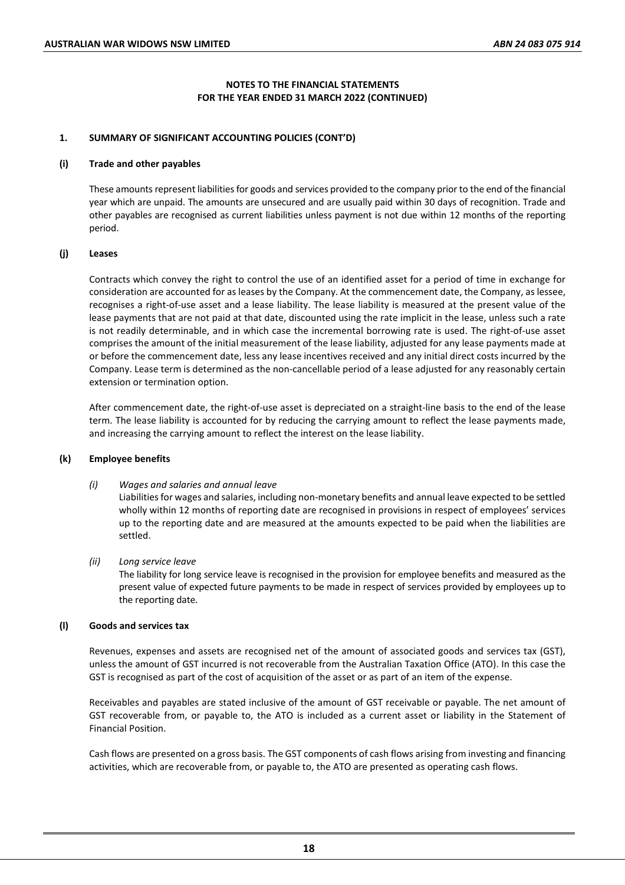**NOTES TO THE FINANCIAL STATEMENTS**
**FOR THE YEAR ENDED 31 MARCH 2022 (CONTINUED)**

## 1. SUMMARY OF SIGNIFICANT ACCOUNTING POLICIES (CONT'D)

### (i) Trade and other payables

These amounts represent liabilities for goods and services provided to the company prior to the end of the financial year which are unpaid. The amounts are unsecured and are usually paid within 30 days of recognition. Trade and other payables are recognised as current liabilities unless payment is not due within 12 months of the reporting period.

### (j) Leases

Contracts which convey the right to control the use of an identified asset for a period of time in exchange for consideration are accounted for as leases by the Company. At the commencement date, the Company, as lessee, recognises a right-of-use asset and a lease liability. The lease liability is measured at the present value of the lease payments that are not paid at that date, discounted using the rate implicit in the lease, unless such a rate is not readily determinable, and in which case the incremental borrowing rate is used. The right-of-use asset comprises the amount of the initial measurement of the lease liability, adjusted for any lease payments made at or before the commencement date, less any lease incentives received and any initial direct costs incurred by the Company. Lease term is determined as the non-cancellable period of a lease adjusted for any reasonably certain extension or termination option.

After commencement date, the right-of-use asset is depreciated on a straight-line basis to the end of the lease term. The lease liability is accounted for by reducing the carrying amount to reflect the lease payments made, and increasing the carrying amount to reflect the interest on the lease liability.

### (k) Employee benefits

*(i) Wages and salaries and annual leave*

Liabilities for wages and salaries, including non-monetary benefits and annual leave expected to be settled wholly within 12 months of reporting date are recognised in provisions in respect of employees' services up to the reporting date and are measured at the amounts expected to be paid when the liabilities are settled.

*(ii) Long service leave*

The liability for long service leave is recognised in the provision for employee benefits and measured as the present value of expected future payments to be made in respect of services provided by employees up to the reporting date.

### (l) Goods and services tax

Revenues, expenses and assets are recognised net of the amount of associated goods and services tax (GST), unless the amount of GST incurred is not recoverable from the Australian Taxation Office (ATO). In this case the GST is recognised as part of the cost of acquisition of the asset or as part of an item of the expense.

Receivables and payables are stated inclusive of the amount of GST receivable or payable. The net amount of GST recoverable from, or payable to, the ATO is included as a current asset or liability in the Statement of Financial Position.

Cash flows are presented on a gross basis. The GST components of cash flows arising from investing and financing activities, which are recoverable from, or payable to, the ATO are presented as operating cash flows.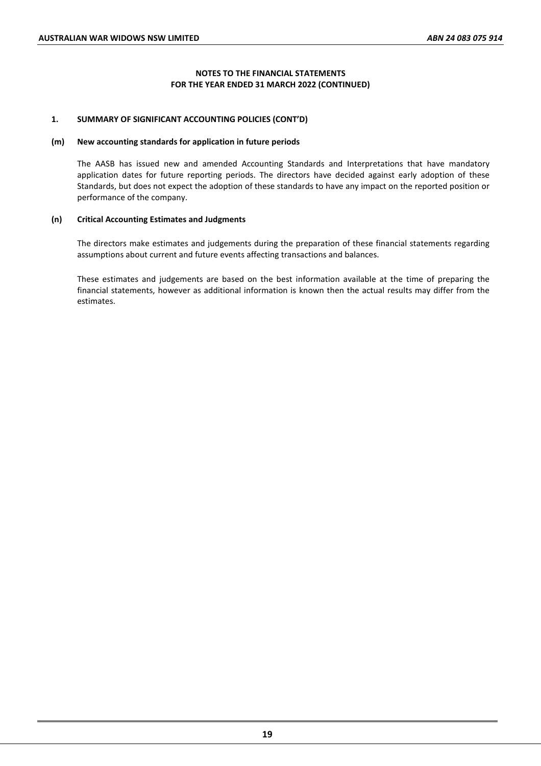## NOTES TO THE FINANCIAL STATEMENTS
## FOR THE YEAR ENDED 31 MARCH 2022 (CONTINUED)

### 1. SUMMARY OF SIGNIFICANT ACCOUNTING POLICIES (CONT'D)

#### (m) New accounting standards for application in future periods

The AASB has issued new and amended Accounting Standards and Interpretations that have mandatory application dates for future reporting periods. The directors have decided against early adoption of these Standards, but does not expect the adoption of these standards to have any impact on the reported position or performance of the company.

#### (n) Critical Accounting Estimates and Judgments

The directors make estimates and judgements during the preparation of these financial statements regarding assumptions about current and future events affecting transactions and balances.

These estimates and judgements are based on the best information available at the time of preparing the financial statements, however as additional information is known then the actual results may differ from the estimates.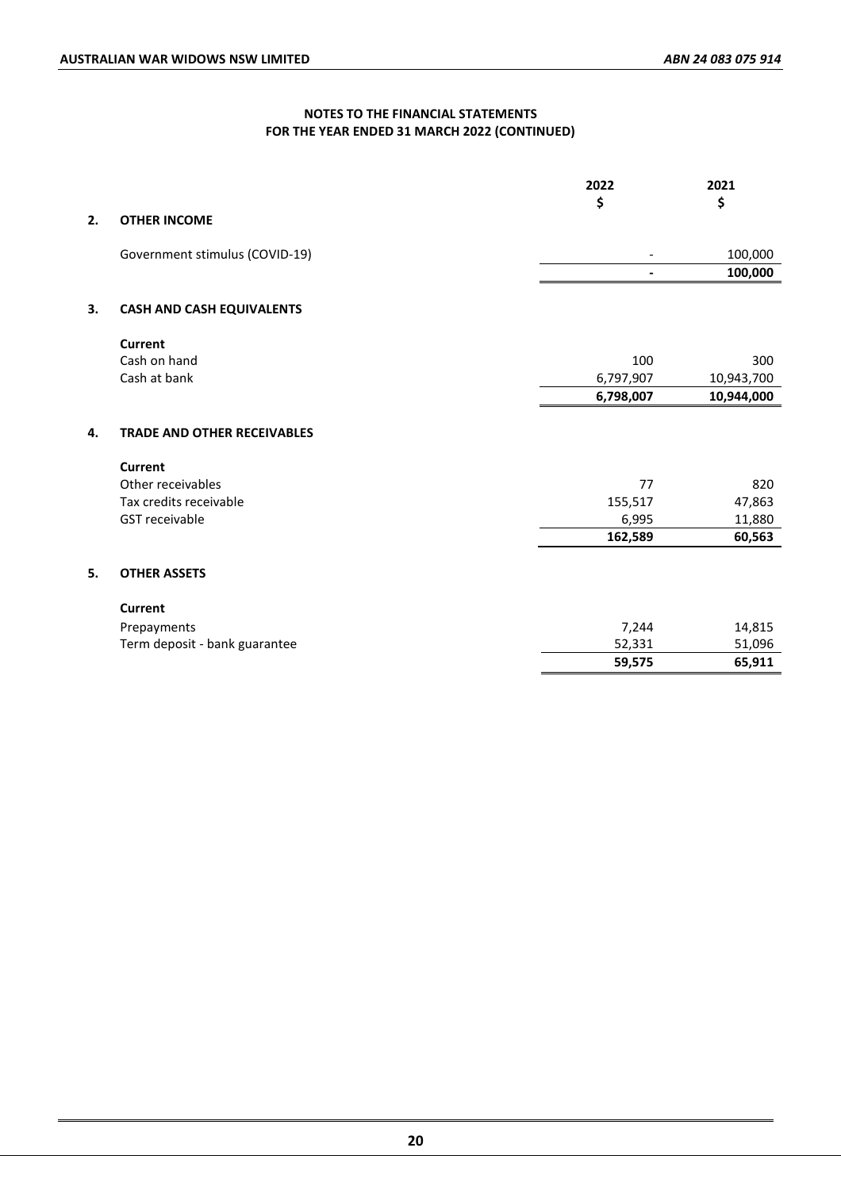## NOTES TO THE FINANCIAL STATEMENTS
## FOR THE YEAR ENDED 31 MARCH 2022 (CONTINUED)

| | 2022<br>$ | 2021<br>$ |
|---|---|---|
| **2. OTHER INCOME** | | |
| Government stimulus (COVID-19) | - | 100,000 |
| | **-** | **100,000** |
| **3. CASH AND CASH EQUIVALENTS** | | |
| **Current** | | |
| Cash on hand | 100 | 300 |
| Cash at bank | 6,797,907 | 10,943,700 |
| | **6,798,007** | **10,944,000** |
| **4. TRADE AND OTHER RECEIVABLES** | | |
| **Current** | | |
| Other receivables | 77 | 820 |
| Tax credits receivable | 155,517 | 47,863 |
| GST receivable | 6,995 | 11,880 |
| | **162,589** | **60,563** |
| **5. OTHER ASSETS** | | |
| **Current** | | |
| Prepayments | 7,244 | 14,815 |
| Term deposit - bank guarantee | 52,331 | 51,096 |
| | **59,575** | **65,911** |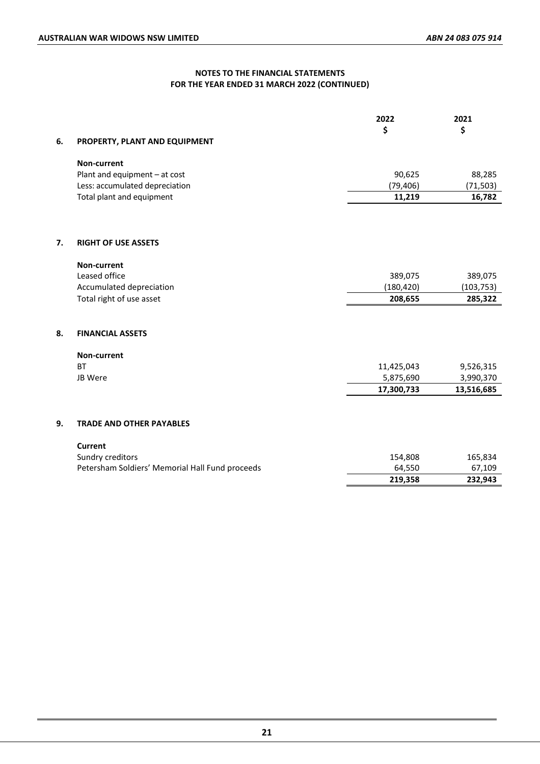## NOTES TO THE FINANCIAL STATEMENTS
## FOR THE YEAR ENDED 31 MARCH 2022 (CONTINUED)

### 6. PROPERTY, PLANT AND EQUIPMENT

| | 2022 $ | 2021 $ |
|---|---|---|
| **Non-current** | | |
| Plant and equipment – at cost | 90,625 | 88,285 |
| Less: accumulated depreciation | (79,406) | (71,503) |
| Total plant and equipment | **11,219** | **16,782** |

### 7. RIGHT OF USE ASSETS

| | 2022 $ | 2021 $ |
|---|---|---|
| **Non-current** | | |
| Leased office | 389,075 | 389,075 |
| Accumulated depreciation | (180,420) | (103,753) |
| Total right of use asset | **208,655** | **285,322** |

### 8. FINANCIAL ASSETS

| | 2022 $ | 2021 $ |
|---|---|---|
| **Non-current** | | |
| BT | 11,425,043 | 9,526,315 |
| JB Were | 5,875,690 | 3,990,370 |
| | **17,300,733** | **13,516,685** |

### 9. TRADE AND OTHER PAYABLES

| | 2022 $ | 2021 $ |
|---|---|---|
| **Current** | | |
| Sundry creditors | 154,808 | 165,834 |
| Petersham Soldiers' Memorial Hall Fund proceeds | 64,550 | 67,109 |
| | **219,358** | **232,943** |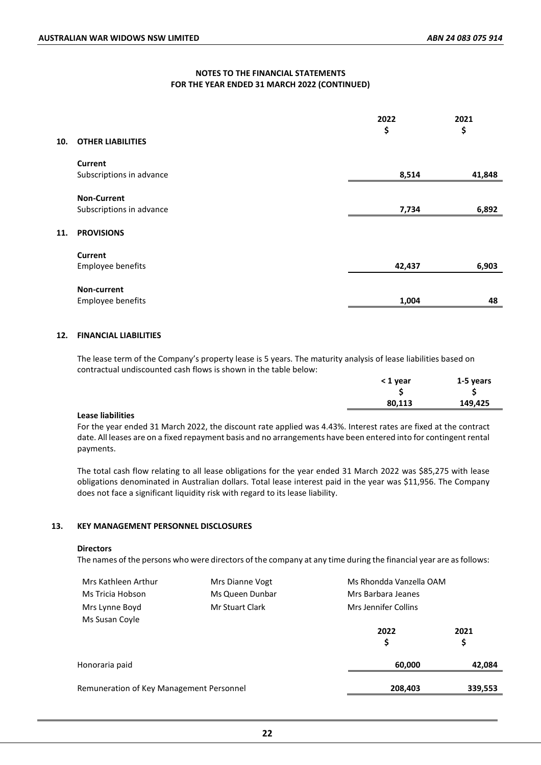## NOTES TO THE FINANCIAL STATEMENTS FOR THE YEAR ENDED 31 MARCH 2022 (CONTINUED)

| | 2022 $ | 2021 $ |
|---|---|---|
| **10. OTHER LIABILITIES** | | |
| **Current** | | |
| Subscriptions in advance | **8,514** | **41,848** |
| **Non-Current** | | |
| Subscriptions in advance | **7,734** | **6,892** |
| **11. PROVISIONS** | | |
| **Current** | | |
| Employee benefits | **42,437** | **6,903** |
| **Non-current** | | |
| Employee benefits | **1,004** | **48** |

### 12. FINANCIAL LIABILITIES

The lease term of the Company's property lease is 5 years. The maturity analysis of lease liabilities based on contractual undiscounted cash flows is shown in the table below:

| | < 1 year $ | 1-5 years $ |
|---|---|---|
| **Lease liabilities** | **80,113** | **149,425** |

For the year ended 31 March 2022, the discount rate applied was 4.43%. Interest rates are fixed at the contract date. All leases are on a fixed repayment basis and no arrangements have been entered into for contingent rental payments.

The total cash flow relating to all lease obligations for the year ended 31 March 2022 was $85,275 with lease obligations denominated in Australian dollars. Total lease interest paid in the year was $11,956. The Company does not face a significant liquidity risk with regard to its lease liability.

### 13. KEY MANAGEMENT PERSONNEL DISCLOSURES

**Directors**

The names of the persons who were directors of the company at any time during the financial year are as follows:

| | | |
|---|---|---|
| Mrs Kathleen Arthur | Mrs Dianne Vogt | Ms Rhondda Vanzella OAM |
| Ms Tricia Hobson | Ms Queen Dunbar | Mrs Barbara Jeanes |
| Mrs Lynne Boyd | Mr Stuart Clark | Mrs Jennifer Collins |
| Ms Susan Coyle | | |

| | 2022 $ | 2021 $ |
|---|---|---|
| Honoraria paid | **60,000** | **42,084** |
| Remuneration of Key Management Personnel | **208,403** | **339,553** |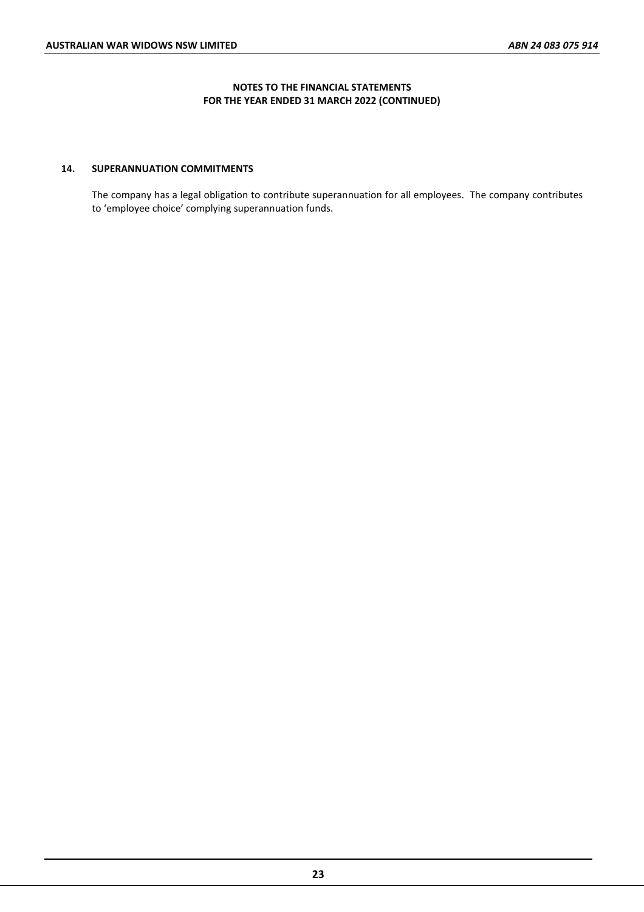**NOTES TO THE FINANCIAL STATEMENTS**
**FOR THE YEAR ENDED 31 MARCH 2022 (CONTINUED)**

## 14. SUPERANNUATION COMMITMENTS

The company has a legal obligation to contribute superannuation for all employees. The company contributes to 'employee choice' complying superannuation funds.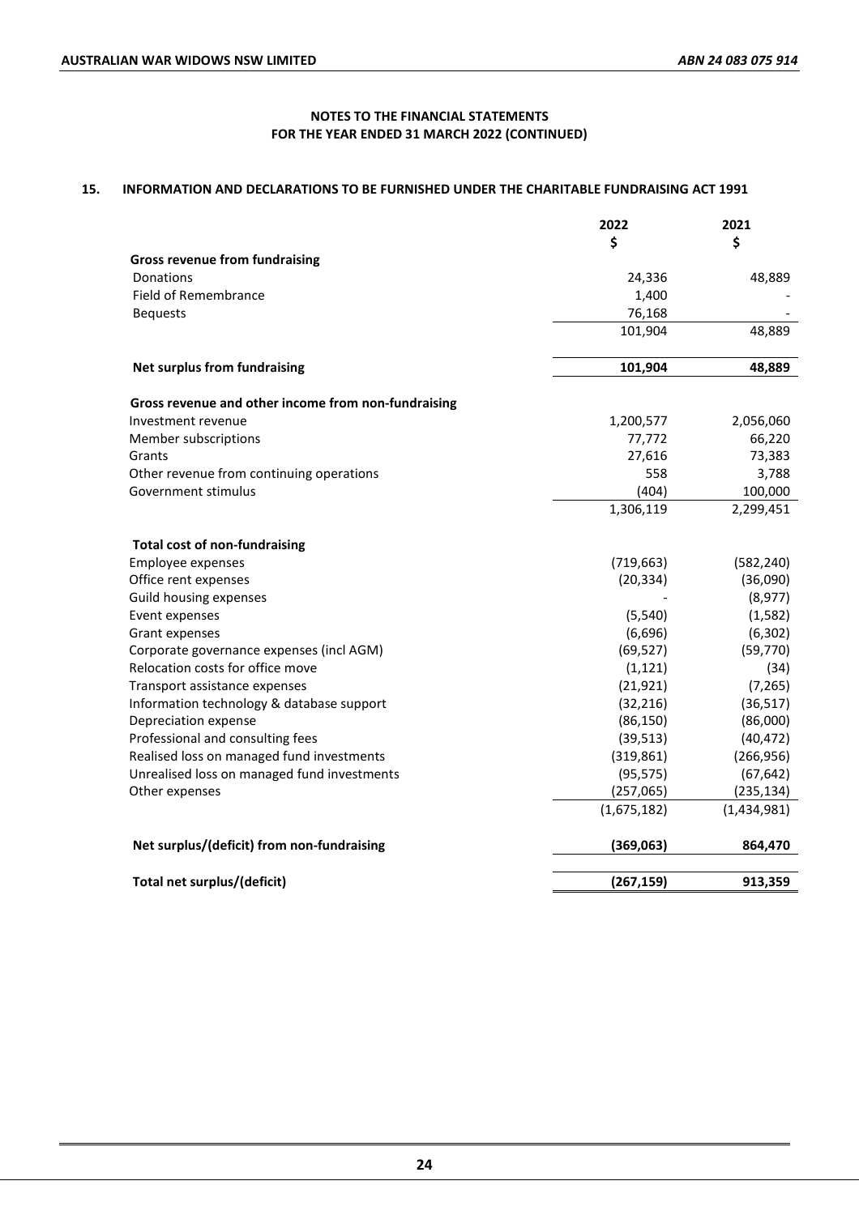## NOTES TO THE FINANCIAL STATEMENTS
## FOR THE YEAR ENDED 31 MARCH 2022 (CONTINUED)

### 15. INFORMATION AND DECLARATIONS TO BE FURNISHED UNDER THE CHARITABLE FUNDRAISING ACT 1991

| | 2022<br>$ | 2021<br>$ |
|---|---|---|
| **Gross revenue from fundraising** | | |
| Donations | 24,336 | 48,889 |
| Field of Remembrance | 1,400 | - |
| Bequests | 76,168 | - |
| | 101,904 | 48,889 |
| **Net surplus from fundraising** | **101,904** | **48,889** |
| **Gross revenue and other income from non-fundraising** | | |
| Investment revenue | 1,200,577 | 2,056,060 |
| Member subscriptions | 77,772 | 66,220 |
| Grants | 27,616 | 73,383 |
| Other revenue from continuing operations | 558 | 3,788 |
| Government stimulus | (404) | 100,000 |
| | 1,306,119 | 2,299,451 |
| **Total cost of non-fundraising** | | |
| Employee expenses | (719,663) | (582,240) |
| Office rent expenses | (20,334) | (36,090) |
| Guild housing expenses | - | (8,977) |
| Event expenses | (5,540) | (1,582) |
| Grant expenses | (6,696) | (6,302) |
| Corporate governance expenses (incl AGM) | (69,527) | (59,770) |
| Relocation costs for office move | (1,121) | (34) |
| Transport assistance expenses | (21,921) | (7,265) |
| Information technology & database support | (32,216) | (36,517) |
| Depreciation expense | (86,150) | (86,000) |
| Professional and consulting fees | (39,513) | (40,472) |
| Realised loss on managed fund investments | (319,861) | (266,956) |
| Unrealised loss on managed fund investments | (95,575) | (67,642) |
| Other expenses | (257,065) | (235,134) |
| | (1,675,182) | (1,434,981) |
| **Net surplus/(deficit) from non-fundraising** | **(369,063)** | **864,470** |
| **Total net surplus/(deficit)** | **(267,159)** | **913,359** |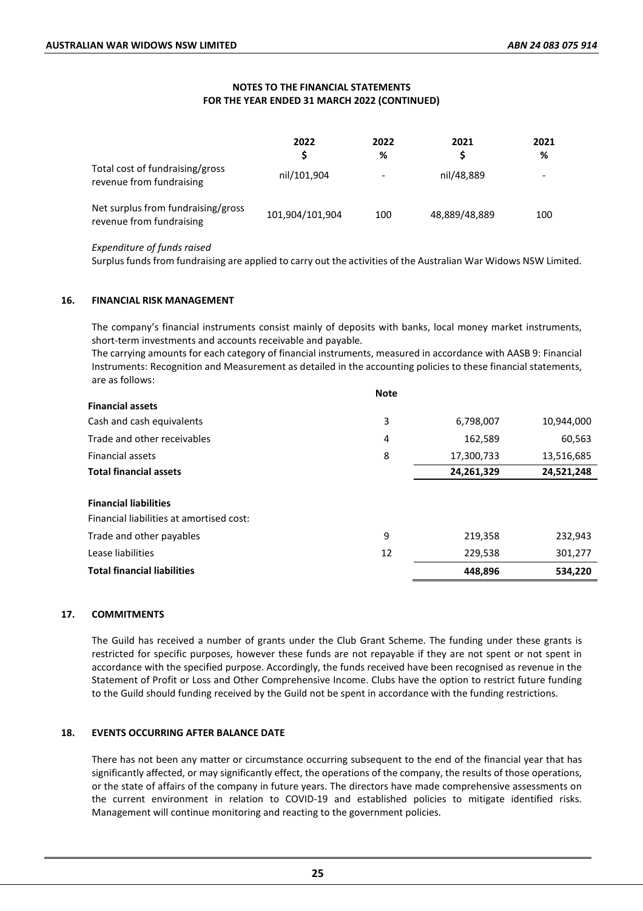## NOTES TO THE FINANCIAL STATEMENTS FOR THE YEAR ENDED 31 MARCH 2022 (CONTINUED)

| | 2022 $ | 2022 % | 2021 $ | 2021 % |
|---|---|---|---|---|
| Total cost of fundraising/gross revenue from fundraising | nil/101,904 | - | nil/48,889 | - |
| Net surplus from fundraising/gross revenue from fundraising | 101,904/101,904 | 100 | 48,889/48,889 | 100 |

*Expenditure of funds raised*

Surplus funds from fundraising are applied to carry out the activities of the Australian War Widows NSW Limited.

### 16. FINANCIAL RISK MANAGEMENT

The company's financial instruments consist mainly of deposits with banks, local money market instruments, short-term investments and accounts receivable and payable.

The carrying amounts for each category of financial instruments, measured in accordance with AASB 9: Financial Instruments: Recognition and Measurement as detailed in the accounting policies to these financial statements, are as follows:

| | Note | | |
|---|---|---|---|
| **Financial assets** | | | |
| Cash and cash equivalents | 3 | 6,798,007 | 10,944,000 |
| Trade and other receivables | 4 | 162,589 | 60,563 |
| Financial assets | 8 | 17,300,733 | 13,516,685 |
| **Total financial assets** | | **24,261,329** | **24,521,248** |
| | | | |
| **Financial liabilities** | | | |
| Financial liabilities at amortised cost: | | | |
| Trade and other payables | 9 | 219,358 | 232,943 |
| Lease liabilities | 12 | 229,538 | 301,277 |
| **Total financial liabilities** | | **448,896** | **534,220** |

### 17. COMMITMENTS

The Guild has received a number of grants under the Club Grant Scheme. The funding under these grants is restricted for specific purposes, however these funds are not repayable if they are not spent or not spent in accordance with the specified purpose. Accordingly, the funds received have been recognised as revenue in the Statement of Profit or Loss and Other Comprehensive Income. Clubs have the option to restrict future funding to the Guild should funding received by the Guild not be spent in accordance with the funding restrictions.

### 18. EVENTS OCCURRING AFTER BALANCE DATE

There has not been any matter or circumstance occurring subsequent to the end of the financial year that has significantly affected, or may significantly effect, the operations of the company, the results of those operations, or the state of affairs of the company in future years. The directors have made comprehensive assessments on the current environment in relation to COVID-19 and established policies to mitigate identified risks. Management will continue monitoring and reacting to the government policies.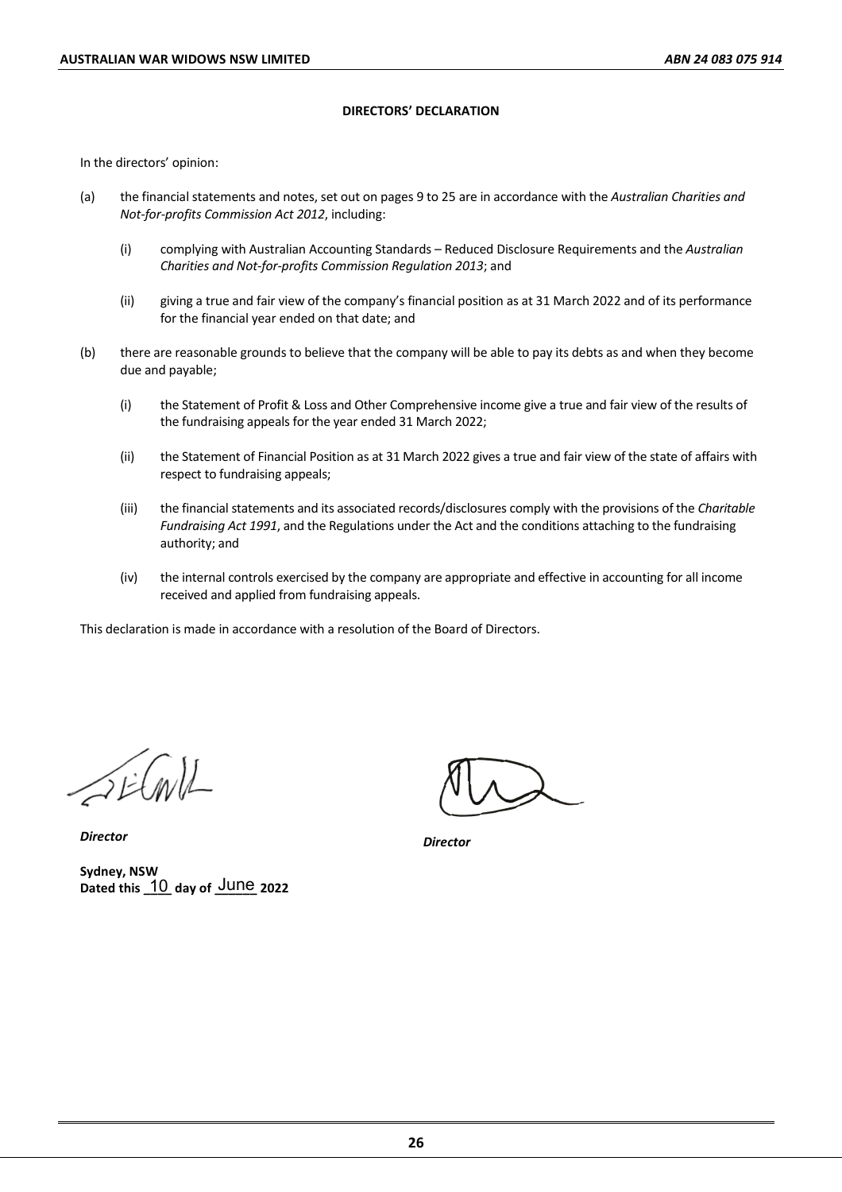## DIRECTORS' DECLARATION

In the directors' opinion:

(a) the financial statements and notes, set out on pages 9 to 25 are in accordance with the *Australian Charities and Not-for-profits Commission Act 2012*, including:

   (i) complying with Australian Accounting Standards – Reduced Disclosure Requirements and the *Australian Charities and Not-for-profits Commission Regulation 2013*; and

   (ii) giving a true and fair view of the company's financial position as at 31 March 2022 and of its performance for the financial year ended on that date; and

(b) there are reasonable grounds to believe that the company will be able to pay its debts as and when they become due and payable;

   (i) the Statement of Profit & Loss and Other Comprehensive income give a true and fair view of the results of the fundraising appeals for the year ended 31 March 2022;

   (ii) the Statement of Financial Position as at 31 March 2022 gives a true and fair view of the state of affairs with respect to fundraising appeals;

   (iii) the financial statements and its associated records/disclosures comply with the provisions of the *Charitable Fundraising Act 1991*, and the Regulations under the Act and the conditions attaching to the fundraising authority; and

   (iv) the internal controls exercised by the company are appropriate and effective in accounting for all income received and applied from fundraising appeals.

This declaration is made in accordance with a resolution of the Board of Directors.

*Director*

*Director*

**Sydney, NSW**
**Dated this** 10 **day of** June **2022**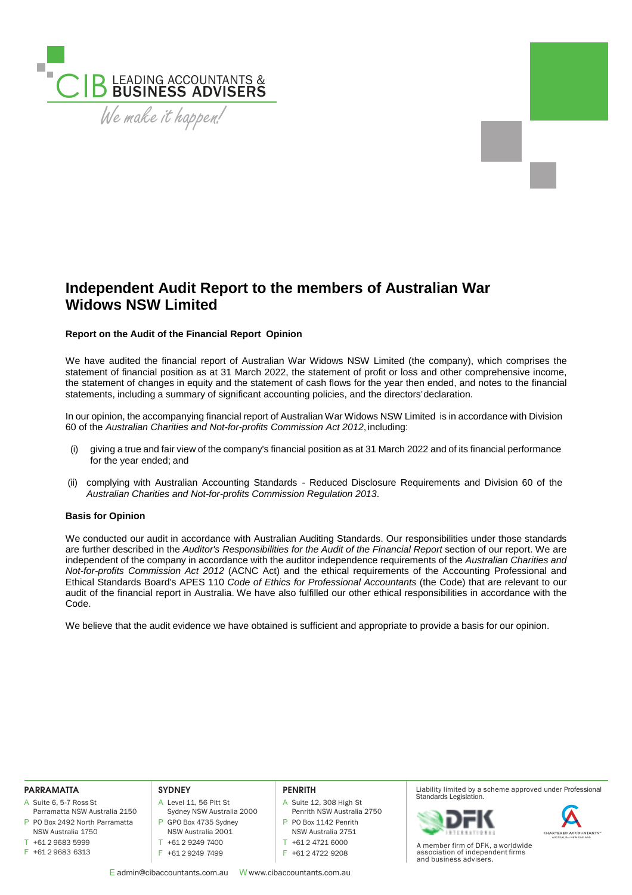# Independent Audit Report to the members of Australian War Widows NSW Limited

**Report on the Audit of the Financial Report Opinion**

We have audited the financial report of Australian War Widows NSW Limited (the company), which comprises the statement of financial position as at 31 March 2022, the statement of profit or loss and other comprehensive income, the statement of changes in equity and the statement of cash flows for the year then ended, and notes to the financial statements, including a summary of significant accounting policies, and the directors' declaration.

In our opinion, the accompanying financial report of Australian War Widows NSW Limited is in accordance with Division 60 of the *Australian Charities and Not-for-profits Commission Act 2012*, including:

(i) giving a true and fair view of the company's financial position as at 31 March 2022 and of its financial performance for the year ended; and

(ii) complying with Australian Accounting Standards - Reduced Disclosure Requirements and Division 60 of the *Australian Charities and Not-for-profits Commission Regulation 2013*.

**Basis for Opinion**

We conducted our audit in accordance with Australian Auditing Standards. Our responsibilities under those standards are further described in the *Auditor's Responsibilities for the Audit of the Financial Report* section of our report. We are independent of the company in accordance with the auditor independence requirements of the *Australian Charities and Not-for-profits Commission Act 2012* (ACNC Act) and the ethical requirements of the Accounting Professional and Ethical Standards Board's APES 110 *Code of Ethics for Professional Accountants* (the Code) that are relevant to our audit of the financial report in Australia. We have also fulfilled our other ethical responsibilities in accordance with the Code.

We believe that the audit evidence we have obtained is sufficient and appropriate to provide a basis for our opinion.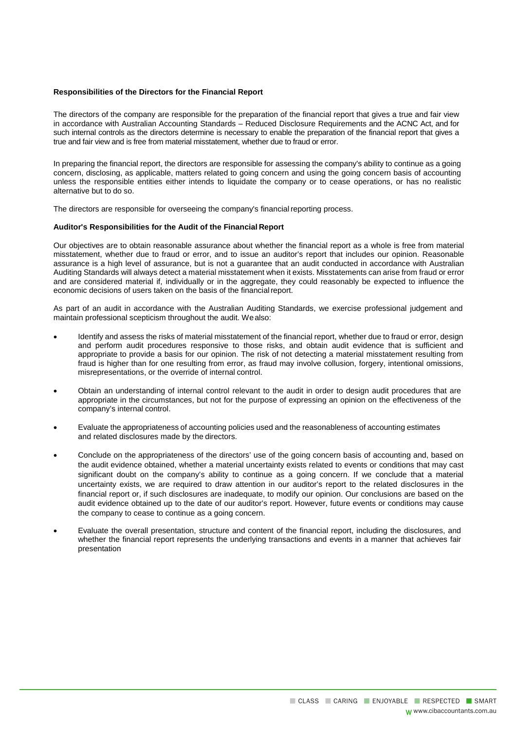**Responsibilities of the Directors for the Financial Report**

The directors of the company are responsible for the preparation of the financial report that gives a true and fair view in accordance with Australian Accounting Standards – Reduced Disclosure Requirements and the ACNC Act, and for such internal controls as the directors determine is necessary to enable the preparation of the financial report that gives a true and fair view and is free from material misstatement, whether due to fraud or error.

In preparing the financial report, the directors are responsible for assessing the company's ability to continue as a going concern, disclosing, as applicable, matters related to going concern and using the going concern basis of accounting unless the responsible entities either intends to liquidate the company or to cease operations, or has no realistic alternative but to do so.

The directors are responsible for overseeing the company's financial reporting process.

**Auditor's Responsibilities for the Audit of the Financial Report**

Our objectives are to obtain reasonable assurance about whether the financial report as a whole is free from material misstatement, whether due to fraud or error, and to issue an auditor's report that includes our opinion. Reasonable assurance is a high level of assurance, but is not a guarantee that an audit conducted in accordance with Australian Auditing Standards will always detect a material misstatement when it exists. Misstatements can arise from fraud or error and are considered material if, individually or in the aggregate, they could reasonably be expected to influence the economic decisions of users taken on the basis of the financial report.

As part of an audit in accordance with the Australian Auditing Standards, we exercise professional judgement and maintain professional scepticism throughout the audit. We also:

- Identify and assess the risks of material misstatement of the financial report, whether due to fraud or error, design and perform audit procedures responsive to those risks, and obtain audit evidence that is sufficient and appropriate to provide a basis for our opinion. The risk of not detecting a material misstatement resulting from fraud is higher than for one resulting from error, as fraud may involve collusion, forgery, intentional omissions, misrepresentations, or the override of internal control.
- Obtain an understanding of internal control relevant to the audit in order to design audit procedures that are appropriate in the circumstances, but not for the purpose of expressing an opinion on the effectiveness of the company's internal control.
- Evaluate the appropriateness of accounting policies used and the reasonableness of accounting estimates and related disclosures made by the directors.
- Conclude on the appropriateness of the directors' use of the going concern basis of accounting and, based on the audit evidence obtained, whether a material uncertainty exists related to events or conditions that may cast significant doubt on the company's ability to continue as a going concern. If we conclude that a material uncertainty exists, we are required to draw attention in our auditor's report to the related disclosures in the financial report or, if such disclosures are inadequate, to modify our opinion. Our conclusions are based on the audit evidence obtained up to the date of our auditor's report. However, future events or conditions may cause the company to cease to continue as a going concern.
- Evaluate the overall presentation, structure and content of the financial report, including the disclosures, and whether the financial report represents the underlying transactions and events in a manner that achieves fair presentation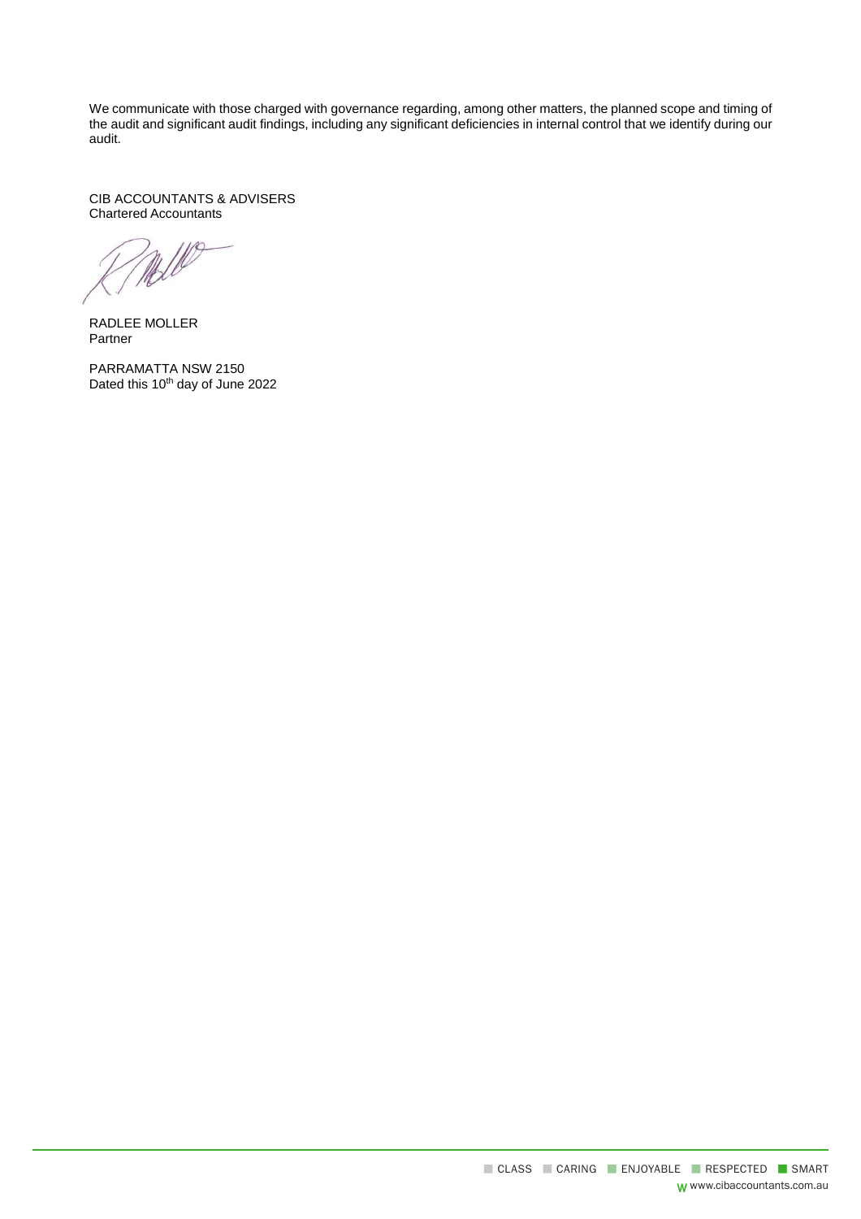We communicate with those charged with governance regarding, among other matters, the planned scope and timing of the audit and significant audit findings, including any significant deficiencies in internal control that we identify during our audit.

CIB ACCOUNTANTS & ADVISERS
Chartered Accountants

RADLEE MOLLER
Partner

PARRAMATTA NSW 2150
Dated this 10th day of June 2022